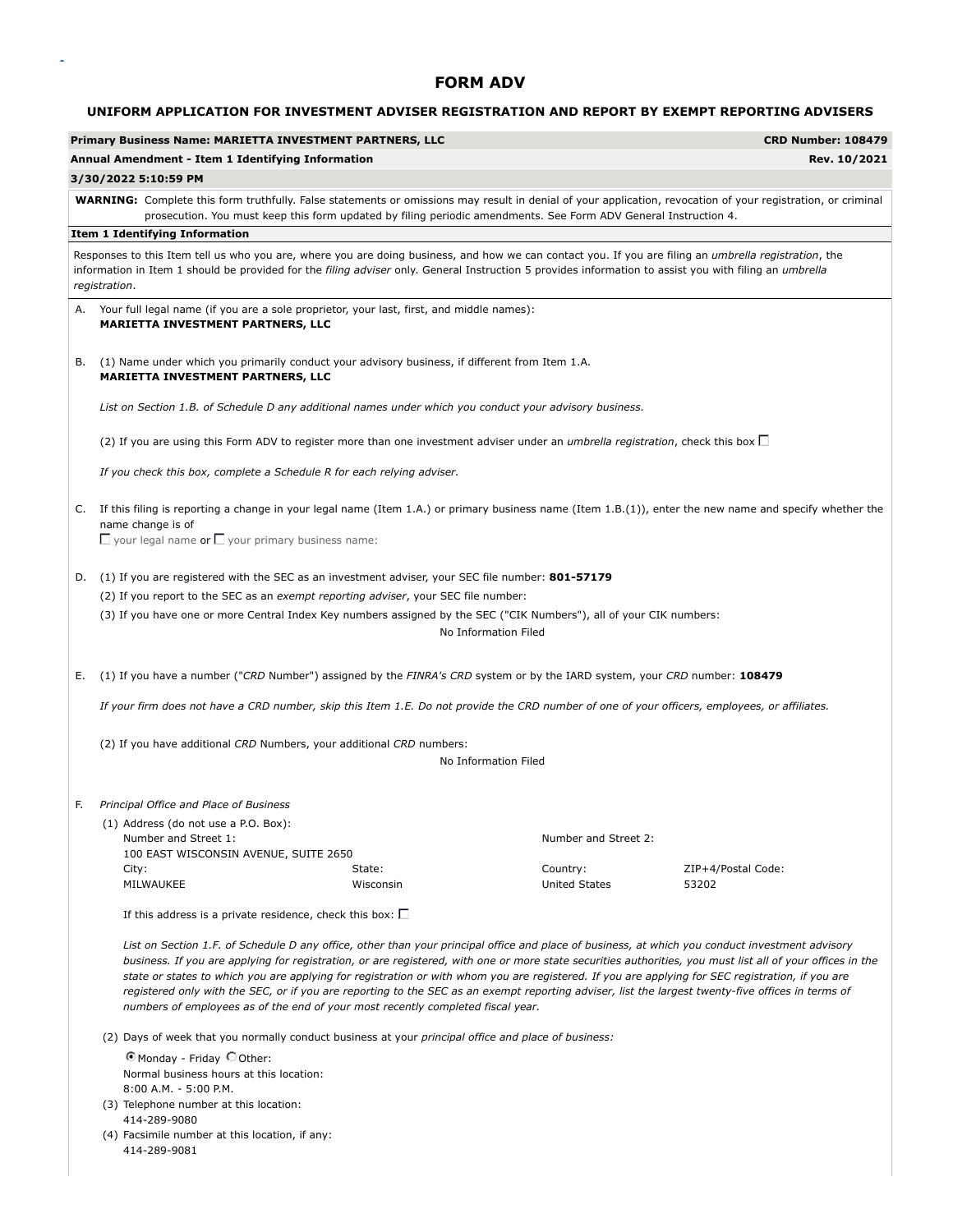# FORM ADV

## UNIFORM APPLICATION FOR INVESTMENT ADVISER REGISTRATION AND REPORT BY EXEMPT REPORTING ADVISERS

| **Primary Business Name: MARIETTA INVESTMENT PARTNERS, LLC** | **CRD Number: 108479** |
|---|---|
| **Annual Amendment - Item 1 Identifying Information** | **Rev. 10/2021** |
| **3/30/2022 5:10:59 PM** | |

**WARNING:** Complete this form truthfully. False statements or omissions may result in denial of your application, revocation of your registration, or criminal prosecution. You must keep this form updated by filing periodic amendments. See Form ADV General Instruction 4.

### Item 1 Identifying Information

Responses to this Item tell us who you are, where you are doing business, and how we can contact you. If you are filing an *umbrella registration*, the information in Item 1 should be provided for the *filing adviser* only. General Instruction 5 provides information to assist you with filing an *umbrella registration*.

A. Your full legal name (if you are a sole proprietor, your last, first, and middle names):
**MARIETTA INVESTMENT PARTNERS, LLC**

B. (1) Name under which you primarily conduct your advisory business, if different from Item 1.A.
**MARIETTA INVESTMENT PARTNERS, LLC**

*List on Section 1.B. of Schedule D any additional names under which you conduct your advisory business.*

(2) If you are using this Form ADV to register more than one investment adviser under an *umbrella registration*, check this box ☐

*If you check this box, complete a Schedule R for each relying adviser.*

C. If this filing is reporting a change in your legal name (Item 1.A.) or primary business name (Item 1.B.(1)), enter the new name and specify whether the name change is of
☐ your legal name or ☐ your primary business name:

D. (1) If you are registered with the SEC as an investment adviser, your SEC file number: **801-57179**

(2) If you report to the SEC as an *exempt reporting adviser*, your SEC file number:

(3) If you have one or more Central Index Key numbers assigned by the SEC ("CIK Numbers"), all of your CIK numbers:
No Information Filed

E. (1) If you have a number ("*CRD* Number") assigned by the *FINRA's CRD* system or by the IARD system, your *CRD* number: **108479**

*If your firm does not have a CRD number, skip this Item 1.E. Do not provide the CRD number of one of your officers, employees, or affiliates.*

(2) If you have additional *CRD* Numbers, your additional *CRD* numbers:
No Information Filed

F. *Principal Office and Place of Business*

(1) Address (do not use a P.O. Box):

| Number and Street 1: | | Number and Street 2: | |
|---|---|---|---|
| 100 EAST WISCONSIN AVENUE, SUITE 2650 | | | |
| City: | State: | Country: | ZIP+4/Postal Code: |
| MILWAUKEE | Wisconsin | United States | 53202 |

If this address is a private residence, check this box: ☐

*List on Section 1.F. of Schedule D any office, other than your principal office and place of business, at which you conduct investment advisory business. If you are applying for registration, or are registered, with one or more state securities authorities, you must list all of your offices in the state or states to which you are applying for registration or with whom you are registered. If you are applying for SEC registration, if you are registered only with the SEC, or if you are reporting to the SEC as an exempt reporting adviser, list the largest twenty-five offices in terms of numbers of employees as of the end of your most recently completed fiscal year.*

(2) Days of week that you normally conduct business at your *principal office and place of business:*

◉ Monday - Friday ○ Other:
Normal business hours at this location:
8:00 A.M. - 5:00 P.M.

(3) Telephone number at this location:
414-289-9080

(4) Facsimile number at this location, if any:
414-289-9081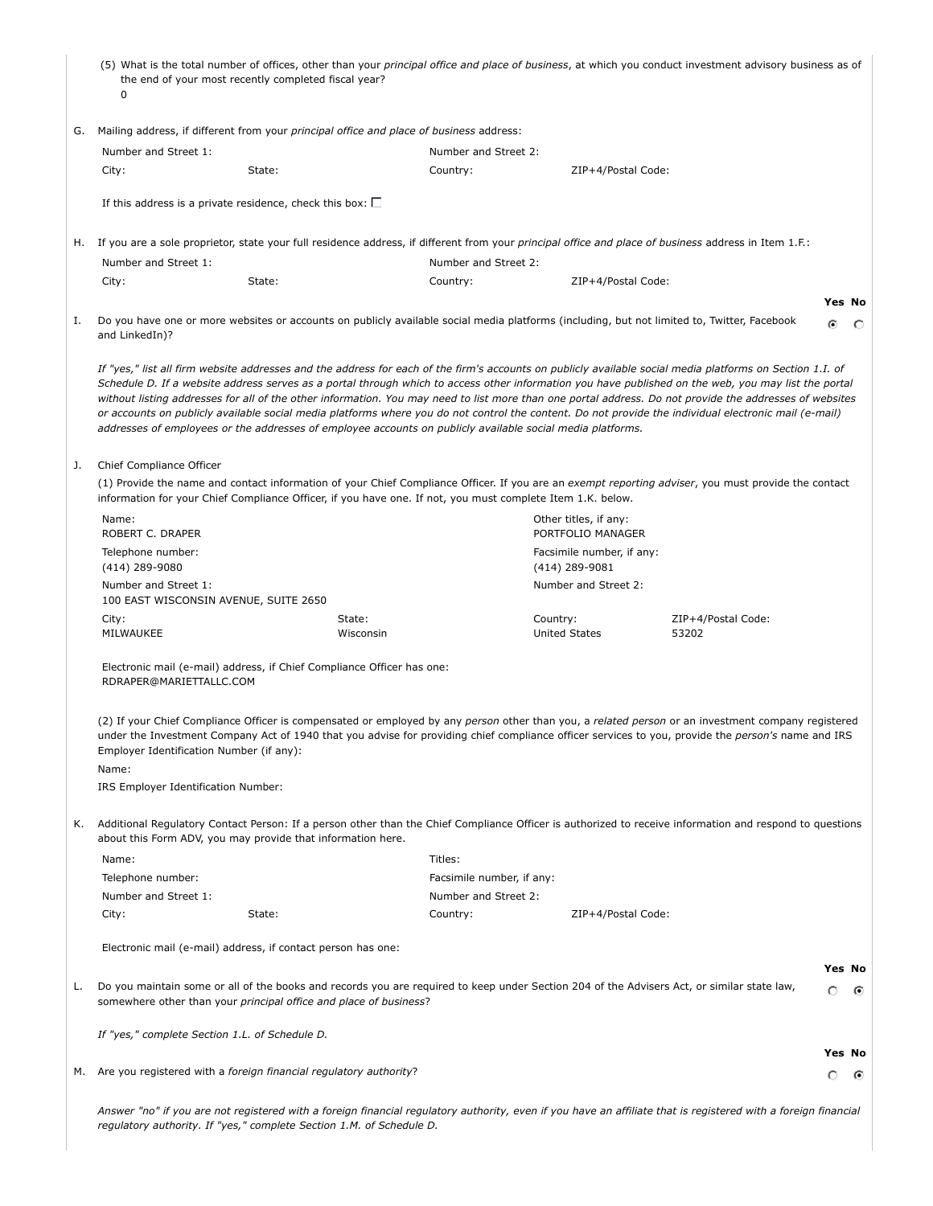(5) What is the total number of offices, other than your *principal office and place of business*, at which you conduct investment advisory business as of the end of your most recently completed fiscal year?

0

G. Mailing address, if different from your *principal office and place of business* address:

| Number and Street 1: | | Number and Street 2: | |
|---|---|---|---|
| City: | State: | Country: | ZIP+4/Postal Code: |

If this address is a private residence, check this box: ☐

H. If you are a sole proprietor, state your full residence address, if different from your *principal office and place of business* address in Item 1.F.:

| Number and Street 1: | | Number and Street 2: | |
|---|---|---|---|
| City: | State: | Country: | ZIP+4/Postal Code: |

| | Yes | No |
|---|---|---|
| I. Do you have one or more websites or accounts on publicly available social media platforms (including, but not limited to, Twitter, Facebook and LinkedIn)? | ◉ | ○ |

*If "yes," list all firm website addresses and the address for each of the firm's accounts on publicly available social media platforms on Section 1.I. of Schedule D. If a website address serves as a portal through which to access other information you have published on the web, you may list the portal without listing addresses for all of the other information. You may need to list more than one portal address. Do not provide the addresses of websites or accounts on publicly available social media platforms where you do not control the content. Do not provide the individual electronic mail (e-mail) addresses of employees or the addresses of employee accounts on publicly available social media platforms.*

J. Chief Compliance Officer

(1) Provide the name and contact information of your Chief Compliance Officer. If you are an *exempt reporting adviser*, you must provide the contact information for your Chief Compliance Officer, if you have one. If not, you must complete Item 1.K. below.

| | | | |
|---|---|---|---|
| Name:<br>ROBERT C. DRAPER | | Other titles, if any:<br>PORTFOLIO MANAGER | |
| Telephone number:<br>(414) 289-9080 | | Facsimile number, if any:<br>(414) 289-9081 | |
| Number and Street 1:<br>100 EAST WISCONSIN AVENUE, SUITE 2650 | | Number and Street 2: | |
| City:<br>MILWAUKEE | State:<br>Wisconsin | Country:<br>United States | ZIP+4/Postal Code:<br>53202 |

Electronic mail (e-mail) address, if Chief Compliance Officer has one:
RDRAPER@MARIETTALLC.COM

(2) If your Chief Compliance Officer is compensated or employed by any *person* other than you, a *related person* or an investment company registered under the Investment Company Act of 1940 that you advise for providing chief compliance officer services to you, provide the *person's* name and IRS Employer Identification Number (if any):

Name:

IRS Employer Identification Number:

K. Additional Regulatory Contact Person: If a person other than the Chief Compliance Officer is authorized to receive information and respond to questions about this Form ADV, you may provide that information here.

| Name: | | Titles: | |
|---|---|---|---|
| Telephone number: | | Facsimile number, if any: | |
| Number and Street 1: | | Number and Street 2: | |
| City: | State: | Country: | ZIP+4/Postal Code: |

Electronic mail (e-mail) address, if contact person has one:

| | Yes | No |
|---|---|---|
| L. Do you maintain some or all of the books and records you are required to keep under Section 204 of the Advisers Act, or similar state law, somewhere other than your *principal office and place of business*? | ○ | ◉ |

*If "yes," complete Section 1.L. of Schedule D.*

| | Yes | No |
|---|---|---|
| M. Are you registered with a *foreign financial regulatory authority*? | ○ | ◉ |

*Answer "no" if you are not registered with a foreign financial regulatory authority, even if you have an affiliate that is registered with a foreign financial regulatory authority. If "yes," complete Section 1.M. of Schedule D.*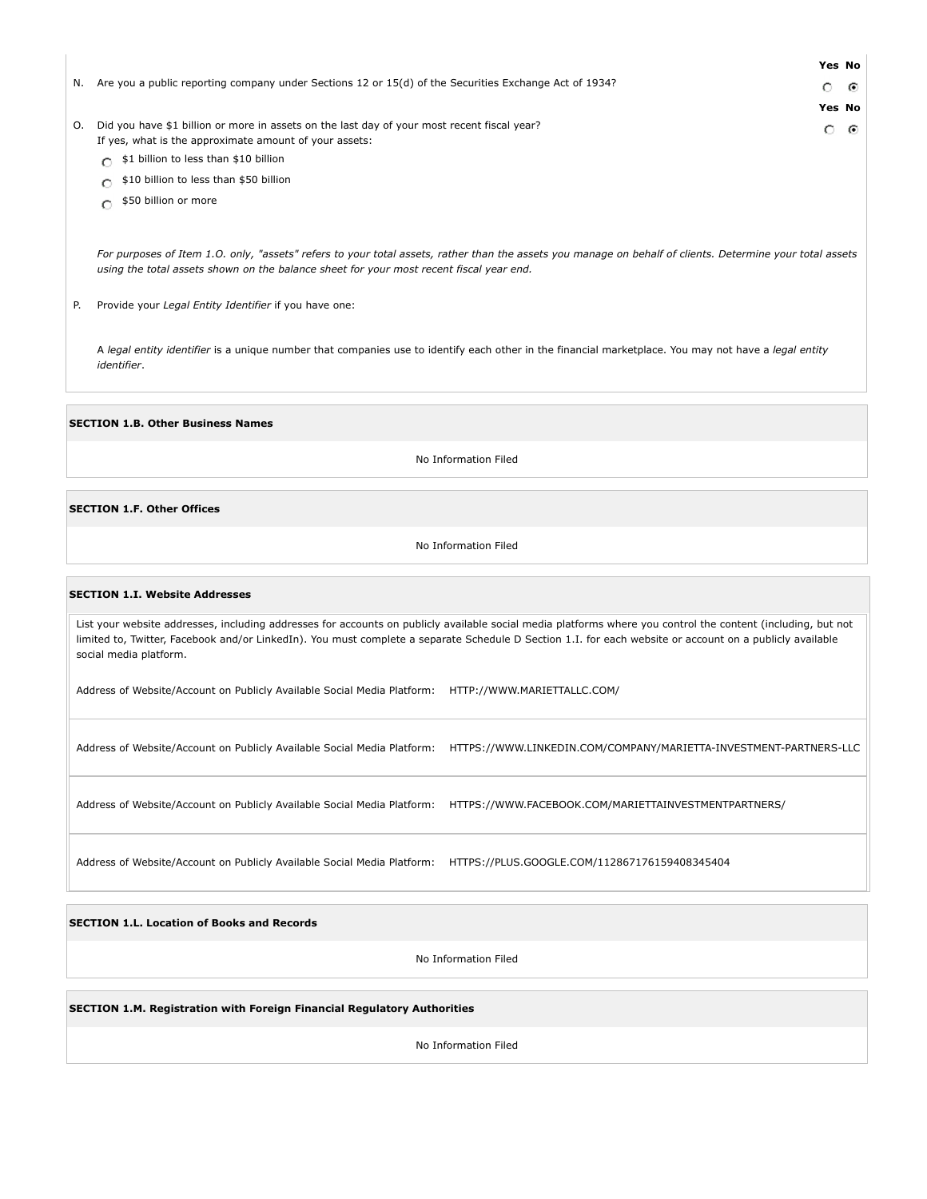N. Are you a public reporting company under Sections 12 or 15(d) of the Securities Exchange Act of 1934?

| Yes | No |
|---|---|
| ○ | ◉ |

O. Did you have $1 billion or more in assets on the last day of your most recent fiscal year?
If yes, what is the approximate amount of your assets:

| Yes | No |
|---|---|
| ○ | ◉ |

- ○ $1 billion to less than $10 billion
- ○ $10 billion to less than $50 billion
- ○ $50 billion or more

*For purposes of Item 1.O. only, "assets" refers to your total assets, rather than the assets you manage on behalf of clients. Determine your total assets using the total assets shown on the balance sheet for your most recent fiscal year end.*

P. Provide your *Legal Entity Identifier* if you have one:

*A legal entity identifier is a unique number that companies use to identify each other in the financial marketplace. You may not have a legal entity identifier.*

**SECTION 1.B. Other Business Names**

No Information Filed

**SECTION 1.F. Other Offices**

No Information Filed

**SECTION 1.I. Website Addresses**

List your website addresses, including addresses for accounts on publicly available social media platforms where you control the content (including, but not limited to, Twitter, Facebook and/or LinkedIn). You must complete a separate Schedule D Section 1.I. for each website or account on a publicly available social media platform.

Address of Website/Account on Publicly Available Social Media Platform: HTTP://WWW.MARIETTALLC.COM/

Address of Website/Account on Publicly Available Social Media Platform: HTTPS://WWW.LINKEDIN.COM/COMPANY/MARIETTA-INVESTMENT-PARTNERS-LLC

Address of Website/Account on Publicly Available Social Media Platform: HTTPS://WWW.FACEBOOK.COM/MARIETTAINVESTMENTPARTNERS/

Address of Website/Account on Publicly Available Social Media Platform: HTTPS://PLUS.GOOGLE.COM/112867176159408345404

**SECTION 1.L. Location of Books and Records**

No Information Filed

**SECTION 1.M. Registration with Foreign Financial Regulatory Authorities**

No Information Filed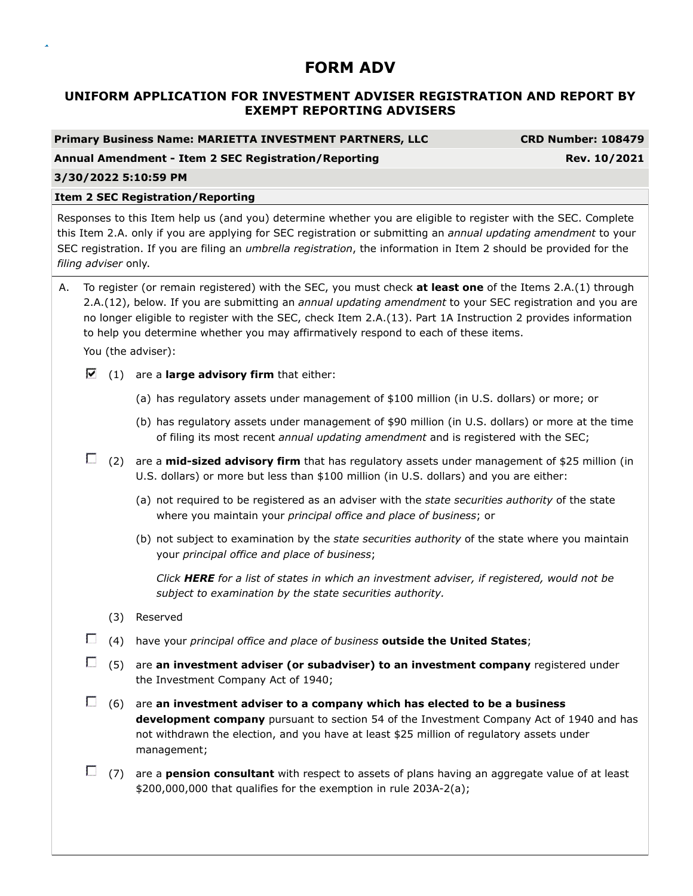# FORM ADV

## UNIFORM APPLICATION FOR INVESTMENT ADVISER REGISTRATION AND REPORT BY EXEMPT REPORTING ADVISERS

| **Primary Business Name: MARIETTA INVESTMENT PARTNERS, LLC** | **CRD Number: 108479** |
|---|---|
| **Annual Amendment - Item 2 SEC Registration/Reporting** | **Rev. 10/2021** |
| **3/30/2022 5:10:59 PM** | |

**Item 2 SEC Registration/Reporting**

Responses to this Item help us (and you) determine whether you are eligible to register with the SEC. Complete this Item 2.A. only if you are applying for SEC registration or submitting an *annual updating amendment* to your SEC registration. If you are filing an *umbrella registration*, the information in Item 2 should be provided for the *filing adviser* only.

A. To register (or remain registered) with the SEC, you must check **at least one** of the Items 2.A.(1) through 2.A.(12), below. If you are submitting an *annual updating amendment* to your SEC registration and you are no longer eligible to register with the SEC, check Item 2.A.(13). Part 1A Instruction 2 provides information to help you determine whether you may affirmatively respond to each of these items.

You (the adviser):

- [x] (1) are a **large advisory firm** that either:
  - (a) has regulatory assets under management of $100 million (in U.S. dollars) or more; or
  - (b) has regulatory assets under management of $90 million (in U.S. dollars) or more at the time of filing its most recent *annual updating amendment* and is registered with the SEC;
- [ ] (2) are a **mid-sized advisory firm** that has regulatory assets under management of $25 million (in U.S. dollars) or more but less than $100 million (in U.S. dollars) and you are either:
  - (a) not required to be registered as an adviser with the *state securities authority* of the state where you maintain your *principal office and place of business*; or
  - (b) not subject to examination by the *state securities authority* of the state where you maintain your *principal office and place of business*;

    *Click **HERE** for a list of states in which an investment adviser, if registered, would not be subject to examination by the state securities authority.*

(3) Reserved

- [ ] (4) have your *principal office and place of business* **outside the United States**;
- [ ] (5) are **an investment adviser (or subadviser) to an investment company** registered under the Investment Company Act of 1940;
- [ ] (6) are **an investment adviser to a company which has elected to be a business development company** pursuant to section 54 of the Investment Company Act of 1940 and has not withdrawn the election, and you have at least $25 million of regulatory assets under management;
- [ ] (7) are a **pension consultant** with respect to assets of plans having an aggregate value of at least $200,000,000 that qualifies for the exemption in rule 203A-2(a);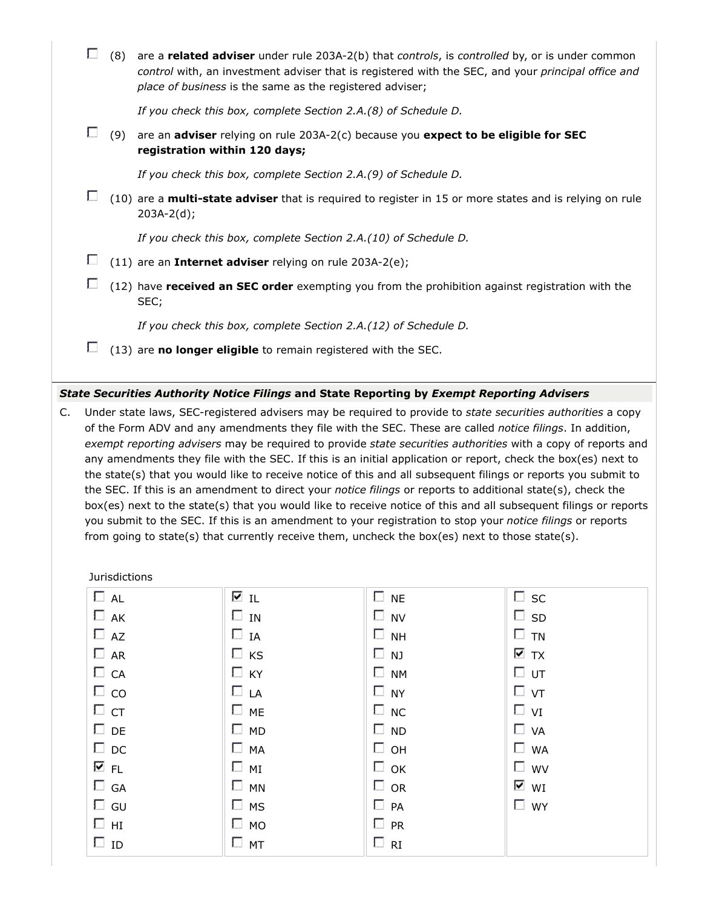☐ (8) are a **related adviser** under rule 203A-2(b) that *controls*, is *controlled* by, or is under common *control* with, an investment adviser that is registered with the SEC, and your *principal office and place of business* is the same as the registered adviser;

*If you check this box, complete Section 2.A.(8) of Schedule D.*

☐ (9) are an **adviser** relying on rule 203A-2(c) because you **expect to be eligible for SEC registration within 120 days;**

*If you check this box, complete Section 2.A.(9) of Schedule D.*

☐ (10) are a **multi-state adviser** that is required to register in 15 or more states and is relying on rule 203A-2(d);

*If you check this box, complete Section 2.A.(10) of Schedule D.*

☐ (11) are an **Internet adviser** relying on rule 203A-2(e);

☐ (12) have **received an SEC order** exempting you from the prohibition against registration with the SEC;

*If you check this box, complete Section 2.A.(12) of Schedule D.*

☐ (13) are **no longer eligible** to remain registered with the SEC.

### *State Securities Authority Notice Filings* and State Reporting by *Exempt Reporting Advisers*

C. Under state laws, SEC-registered advisers may be required to provide to *state securities authorities* a copy of the Form ADV and any amendments they file with the SEC. These are called *notice filings*. In addition, *exempt reporting advisers* may be required to provide *state securities authorities* with a copy of reports and any amendments they file with the SEC. If this is an initial application or report, check the box(es) next to the state(s) that you would like to receive notice of this and all subsequent filings or reports you submit to the SEC. If this is an amendment to direct your *notice filings* or reports to additional state(s), check the box(es) next to the state(s) that you would like to receive notice of this and all subsequent filings or reports you submit to the SEC. If this is an amendment to your registration to stop your *notice filings* or reports from going to state(s) that currently receive them, uncheck the box(es) next to those state(s).

Jurisdictions

| | | | |
|---|---|---|---|
| ☐ AL | ☑ IL | ☐ NE | ☐ SC |
| ☐ AK | ☐ IN | ☐ NV | ☐ SD |
| ☐ AZ | ☐ IA | ☐ NH | ☐ TN |
| ☐ AR | ☐ KS | ☐ NJ | ☑ TX |
| ☐ CA | ☐ KY | ☐ NM | ☐ UT |
| ☐ CO | ☐ LA | ☐ NY | ☐ VT |
| ☐ CT | ☐ ME | ☐ NC | ☐ VI |
| ☐ DE | ☐ MD | ☐ ND | ☐ VA |
| ☐ DC | ☐ MA | ☐ OH | ☐ WA |
| ☑ FL | ☐ MI | ☐ OK | ☐ WV |
| ☐ GA | ☐ MN | ☐ OR | ☑ WI |
| ☐ GU | ☐ MS | ☐ PA | ☐ WY |
| ☐ HI | ☐ MO | ☐ PR | |
| ☐ ID | ☐ MT | ☐ RI | |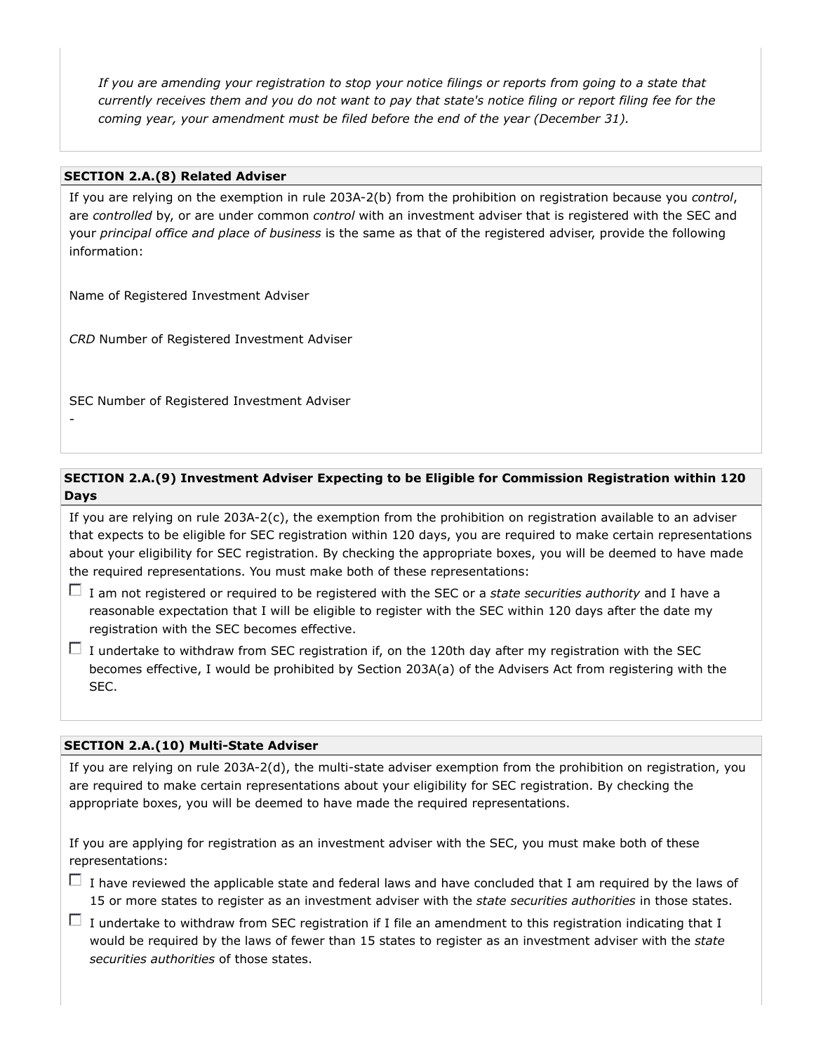*If you are amending your registration to stop your notice filings or reports from going to a state that currently receives them and you do not want to pay that state's notice filing or report filing fee for the coming year, your amendment must be filed before the end of the year (December 31).*

**SECTION 2.A.(8) Related Adviser**

If you are relying on the exemption in rule 203A-2(b) from the prohibition on registration because you *control*, are *controlled* by, or are under common *control* with an investment adviser that is registered with the SEC and your *principal office and place of business* is the same as that of the registered adviser, provide the following information:

Name of Registered Investment Adviser

*CRD* Number of Registered Investment Adviser

SEC Number of Registered Investment Adviser

-

**SECTION 2.A.(9) Investment Adviser Expecting to be Eligible for Commission Registration within 120 Days**

If you are relying on rule 203A-2(c), the exemption from the prohibition on registration available to an adviser that expects to be eligible for SEC registration within 120 days, you are required to make certain representations about your eligibility for SEC registration. By checking the appropriate boxes, you will be deemed to have made the required representations. You must make both of these representations:

- ☐ I am not registered or required to be registered with the SEC or a *state securities authority* and I have a reasonable expectation that I will be eligible to register with the SEC within 120 days after the date my registration with the SEC becomes effective.
- ☐ I undertake to withdraw from SEC registration if, on the 120th day after my registration with the SEC becomes effective, I would be prohibited by Section 203A(a) of the Advisers Act from registering with the SEC.

**SECTION 2.A.(10) Multi-State Adviser**

If you are relying on rule 203A-2(d), the multi-state adviser exemption from the prohibition on registration, you are required to make certain representations about your eligibility for SEC registration. By checking the appropriate boxes, you will be deemed to have made the required representations.

If you are applying for registration as an investment adviser with the SEC, you must make both of these representations:

- ☐ I have reviewed the applicable state and federal laws and have concluded that I am required by the laws of 15 or more states to register as an investment adviser with the *state securities authorities* in those states.
- ☐ I undertake to withdraw from SEC registration if I file an amendment to this registration indicating that I would be required by the laws of fewer than 15 states to register as an investment adviser with the *state securities authorities* of those states.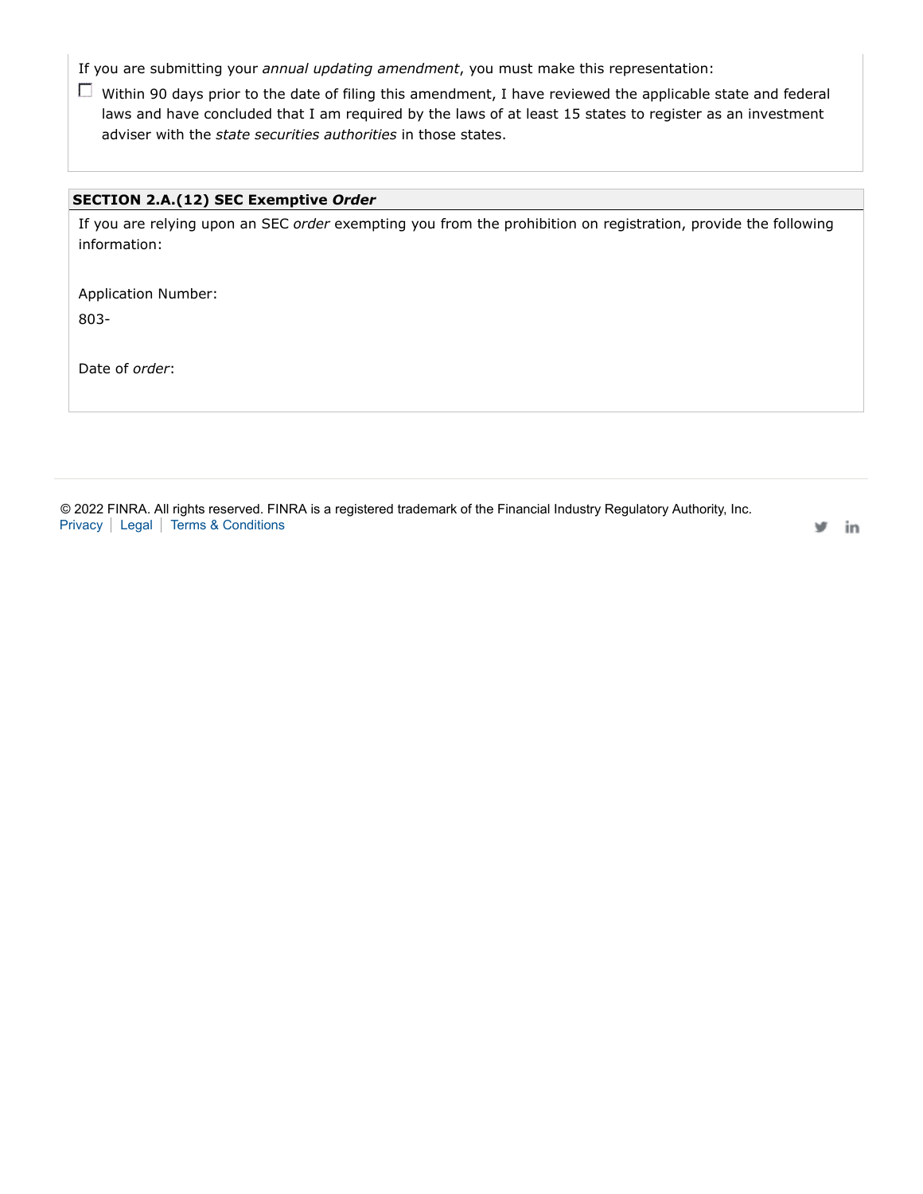If you are submitting your *annual updating amendment*, you must make this representation:

☐ Within 90 days prior to the date of filing this amendment, I have reviewed the applicable state and federal laws and have concluded that I am required by the laws of at least 15 states to register as an investment adviser with the *state securities authorities* in those states.

**SECTION 2.A.(12) SEC Exemptive *Order***

If you are relying upon an SEC *order* exempting you from the prohibition on registration, provide the following information:

Application Number:

803-

Date of *order*:

© 2022 FINRA. All rights reserved. FINRA is a registered trademark of the Financial Industry Regulatory Authority, Inc.
Privacy | Legal | Terms & Conditions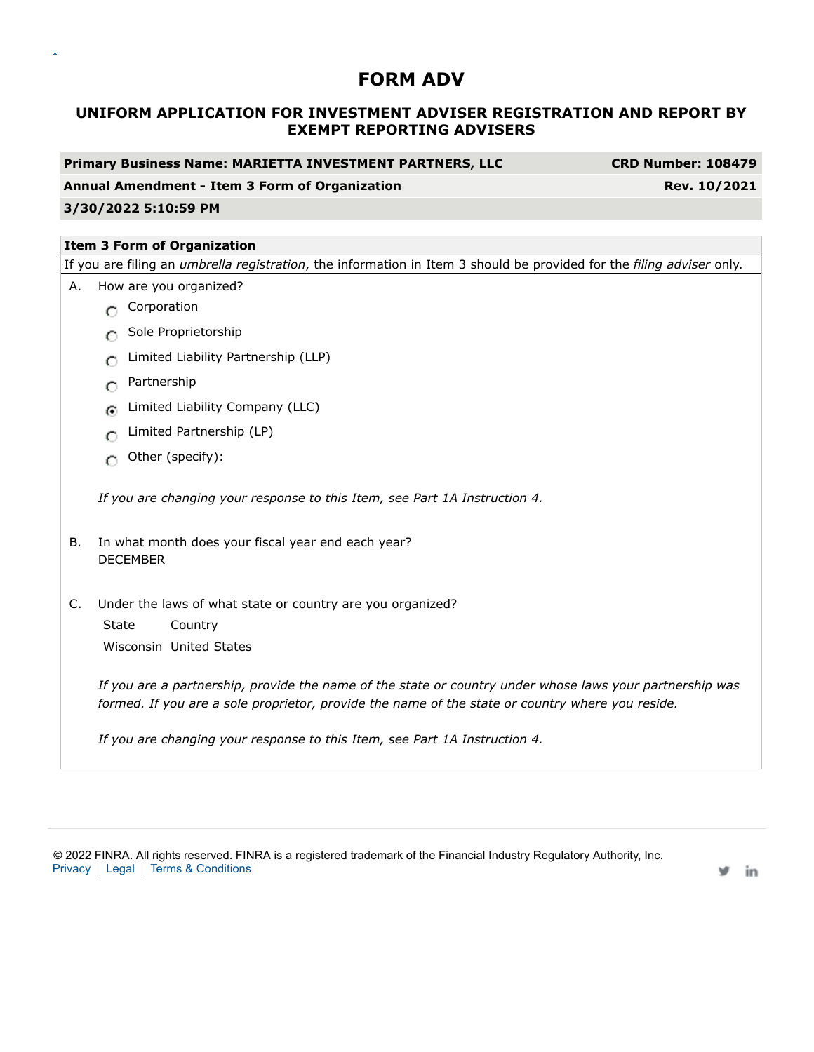# FORM ADV

## UNIFORM APPLICATION FOR INVESTMENT ADVISER REGISTRATION AND REPORT BY EXEMPT REPORTING ADVISERS

| **Primary Business Name: MARIETTA INVESTMENT PARTNERS, LLC** | **CRD Number: 108479** |
|---|---|
| **Annual Amendment - Item 3 Form of Organization** | **Rev. 10/2021** |
| **3/30/2022 5:10:59 PM** | |

### Item 3 Form of Organization

If you are filing an *umbrella registration*, the information in Item 3 should be provided for the *filing adviser* only.

A. How are you organized?

- ○ Corporation
- ○ Sole Proprietorship
- ○ Limited Liability Partnership (LLP)
- ○ Partnership
- ◉ Limited Liability Company (LLC)
- ○ Limited Partnership (LP)
- ○ Other (specify):

*If you are changing your response to this Item, see Part 1A Instruction 4.*

B. In what month does your fiscal year end each year?
DECEMBER

C. Under the laws of what state or country are you organized?

| State | Country |
|---|---|
| Wisconsin | United States |

*If you are a partnership, provide the name of the state or country under whose laws your partnership was formed. If you are a sole proprietor, provide the name of the state or country where you reside.*

*If you are changing your response to this Item, see Part 1A Instruction 4.*

© 2022 FINRA. All rights reserved. FINRA is a registered trademark of the Financial Industry Regulatory Authority, Inc.
Privacy | Legal | Terms & Conditions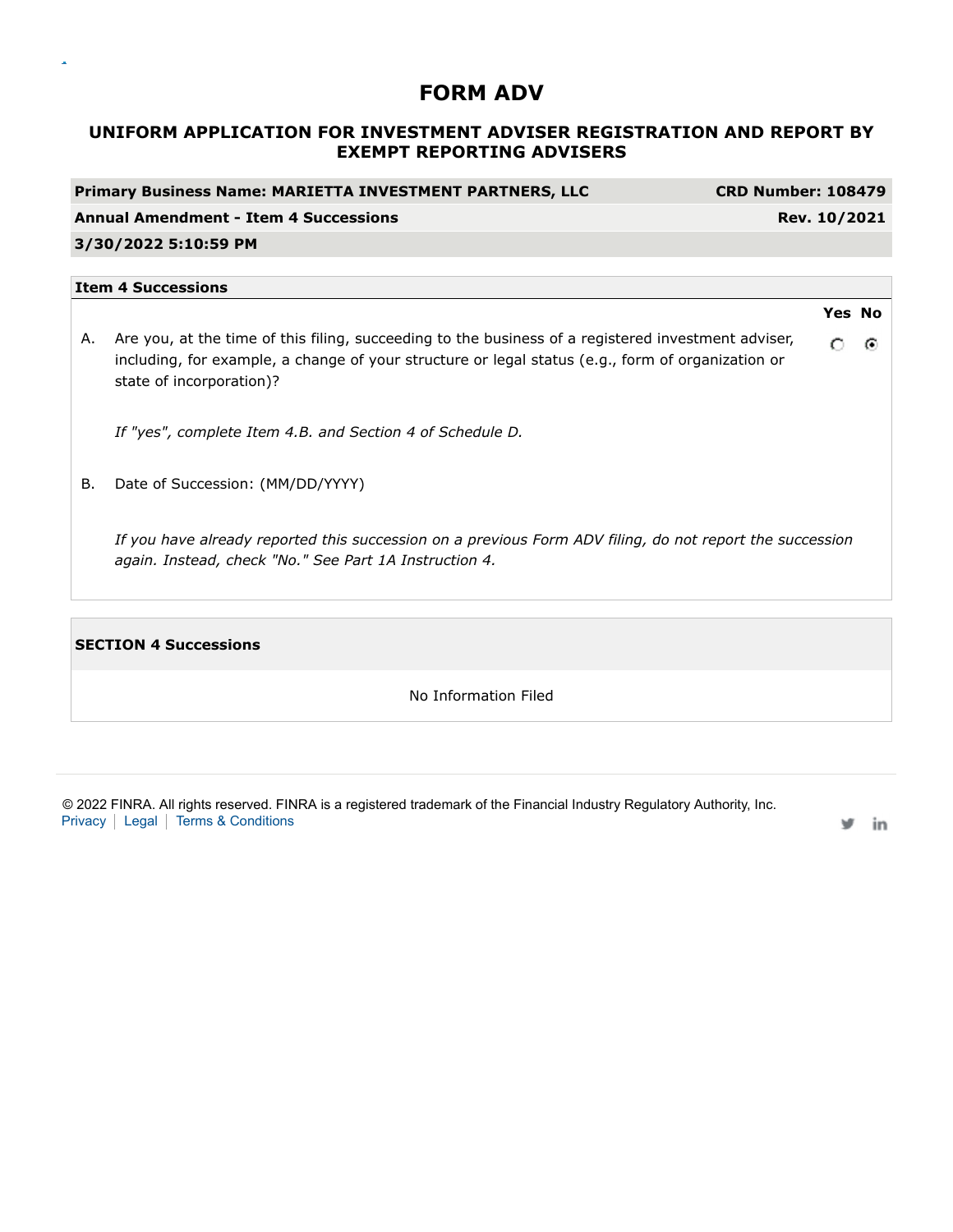# FORM ADV

## UNIFORM APPLICATION FOR INVESTMENT ADVISER REGISTRATION AND REPORT BY EXEMPT REPORTING ADVISERS

| **Primary Business Name: MARIETTA INVESTMENT PARTNERS, LLC** | **CRD Number: 108479** |
|---|---|
| **Annual Amendment - Item 4 Successions** | **Rev. 10/2021** |
| **3/30/2022 5:10:59 PM** | |

### Item 4 Successions

| | | Yes | No |
|---|---|---|---|
| A. | Are you, at the time of this filing, succeeding to the business of a registered investment adviser, including, for example, a change of your structure or legal status (e.g., form of organization or state of incorporation)? | ○ | ◉ |

*If "yes", complete Item 4.B. and Section 4 of Schedule D.*

B. Date of Succession: (MM/DD/YYYY)

*If you have already reported this succession on a previous Form ADV filing, do not report the succession again. Instead, check "No." See Part 1A Instruction 4.*

### SECTION 4 Successions

No Information Filed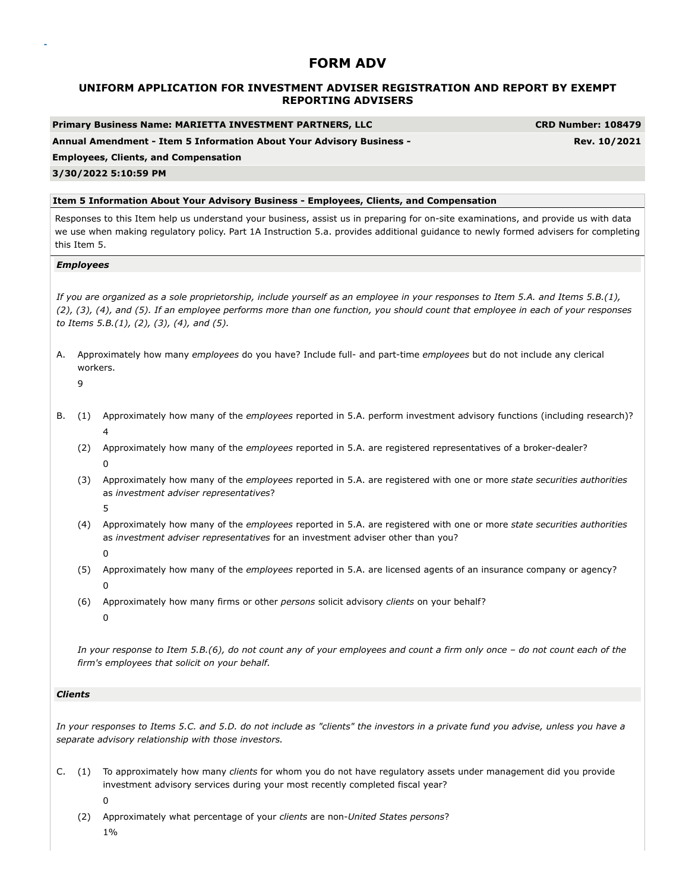# FORM ADV

## UNIFORM APPLICATION FOR INVESTMENT ADVISER REGISTRATION AND REPORT BY EXEMPT REPORTING ADVISERS

| **Primary Business Name: MARIETTA INVESTMENT PARTNERS, LLC** | **CRD Number: 108479** |
|---|---|
| **Annual Amendment - Item 5 Information About Your Advisory Business - Employees, Clients, and Compensation** | **Rev. 10/2021** |
| **3/30/2022 5:10:59 PM** | |

### Item 5 Information About Your Advisory Business - Employees, Clients, and Compensation

Responses to this Item help us understand your business, assist us in preparing for on-site examinations, and provide us with data we use when making regulatory policy. Part 1A Instruction 5.a. provides additional guidance to newly formed advisers for completing this Item 5.

#### *Employees*

*If you are organized as a sole proprietorship, include yourself as an employee in your responses to Item 5.A. and Items 5.B.(1), (2), (3), (4), and (5). If an employee performs more than one function, you should count that employee in each of your responses to Items 5.B.(1), (2), (3), (4), and (5).*

A. Approximately how many *employees* do you have? Include full- and part-time *employees* but do not include any clerical workers.

9

B. (1) Approximately how many of the *employees* reported in 5.A. perform investment advisory functions (including research)?

4

(2) Approximately how many of the *employees* reported in 5.A. are registered representatives of a broker-dealer?

0

(3) Approximately how many of the *employees* reported in 5.A. are registered with one or more *state securities authorities* as *investment adviser representatives*?

5

(4) Approximately how many of the *employees* reported in 5.A. are registered with one or more *state securities authorities* as *investment adviser representatives* for an investment adviser other than you?

0

(5) Approximately how many of the *employees* reported in 5.A. are licensed agents of an insurance company or agency?

0

(6) Approximately how many firms or other *persons* solicit advisory *clients* on your behalf?

0

*In your response to Item 5.B.(6), do not count any of your employees and count a firm only once – do not count each of the firm's employees that solicit on your behalf.*

#### *Clients*

*In your responses to Items 5.C. and 5.D. do not include as "clients" the investors in a private fund you advise, unless you have a separate advisory relationship with those investors.*

C. (1) To approximately how many *clients* for whom you do not have regulatory assets under management did you provide investment advisory services during your most recently completed fiscal year?

0

(2) Approximately what percentage of your *clients* are non-*United States persons*?

1%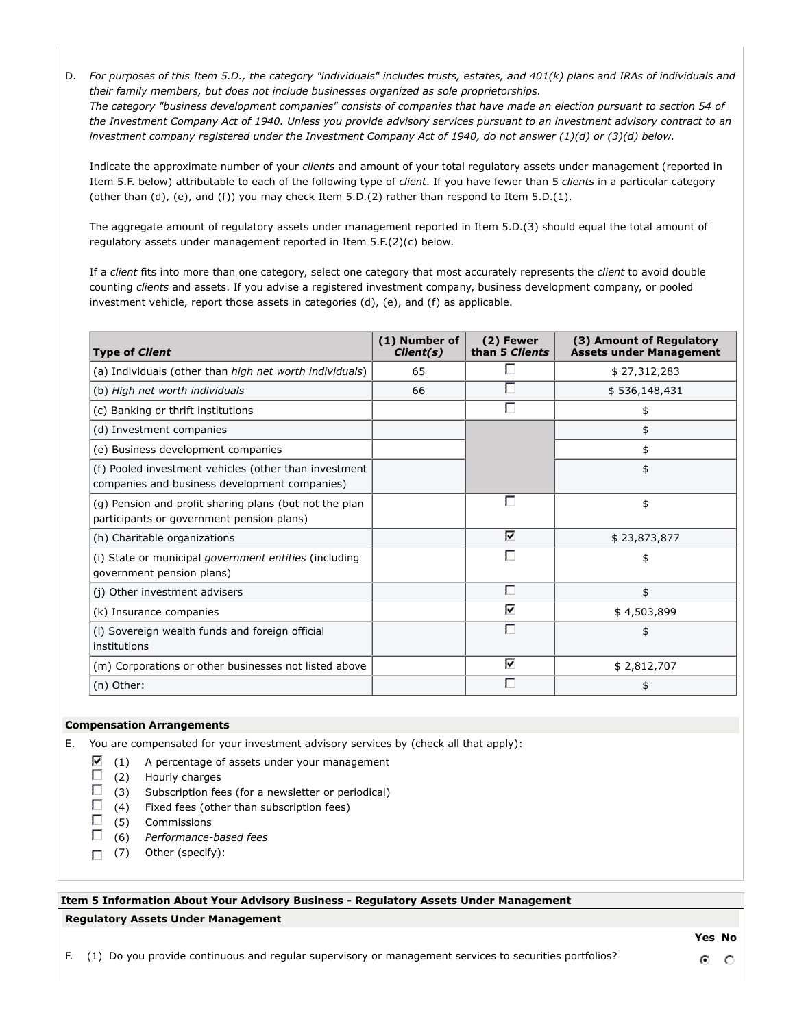D. *For purposes of this Item 5.D., the category "individuals" includes trusts, estates, and 401(k) plans and IRAs of individuals and their family members, but does not include businesses organized as sole proprietorships.*
*The category "business development companies" consists of companies that have made an election pursuant to section 54 of the Investment Company Act of 1940. Unless you provide advisory services pursuant to an investment advisory contract to an investment company registered under the Investment Company Act of 1940, do not answer (1)(d) or (3)(d) below.*

Indicate the approximate number of your *clients* and amount of your total regulatory assets under management (reported in Item 5.F. below) attributable to each of the following type of *client*. If you have fewer than 5 *clients* in a particular category (other than (d), (e), and (f)) you may check Item 5.D.(2) rather than respond to Item 5.D.(1).

The aggregate amount of regulatory assets under management reported in Item 5.D.(3) should equal the total amount of regulatory assets under management reported in Item 5.F.(2)(c) below.

If a *client* fits into more than one category, select one category that most accurately represents the *client* to avoid double counting *clients* and assets. If you advise a registered investment company, business development company, or pooled investment vehicle, report those assets in categories (d), (e), and (f) as applicable.

| Type of *Client* | (1) Number of *Client(s)* | (2) Fewer than 5 *Clients* | (3) Amount of Regulatory Assets under Management |
|---|---|---|---|
| (a) Individuals (other than *high net worth individuals*) | 65 | ☐ | $ 27,312,283 |
| (b) *High net worth individuals* | 66 | ☐ | $ 536,148,431 |
| (c) Banking or thrift institutions | | ☐ | $ |
| (d) Investment companies | | | $ |
| (e) Business development companies | | | $ |
| (f) Pooled investment vehicles (other than investment companies and business development companies) | | | $ |
| (g) Pension and profit sharing plans (but not the plan participants or government pension plans) | | ☐ | $ |
| (h) Charitable organizations | | ☑ | $ 23,873,877 |
| (i) State or municipal *government entities* (including government pension plans) | | ☐ | $ |
| (j) Other investment advisers | | ☐ | $ |
| (k) Insurance companies | | ☑ | $ 4,503,899 |
| (l) Sovereign wealth funds and foreign official institutions | | ☐ | $ |
| (m) Corporations or other businesses not listed above | | ☑ | $ 2,812,707 |
| (n) Other: | | ☐ | $ |

**Compensation Arrangements**

E. You are compensated for your investment advisory services by (check all that apply):

- ☑ (1) A percentage of assets under your management
- ☐ (2) Hourly charges
- ☐ (3) Subscription fees (for a newsletter or periodical)
- ☐ (4) Fixed fees (other than subscription fees)
- ☐ (5) Commissions
- ☐ (6) *Performance-based fees*
- ☐ (7) Other (specify):

**Item 5 Information About Your Advisory Business - Regulatory Assets Under Management**

**Regulatory Assets Under Management**

| | Yes | No |
|---|---|---|
| F. (1) Do you provide continuous and regular supervisory or management services to securities portfolios? | ◉ | ○ |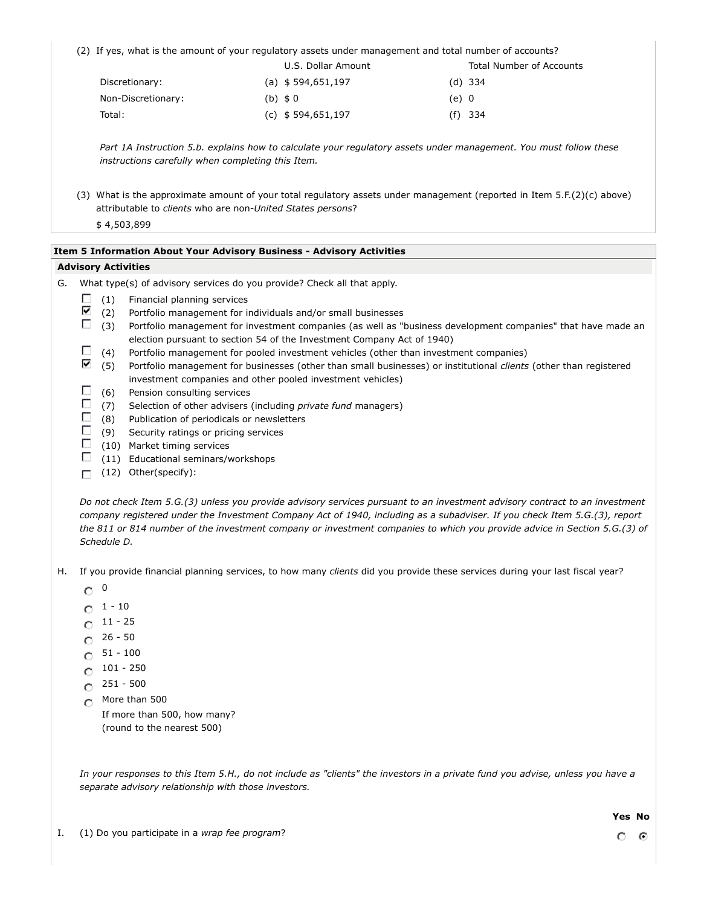(2) If yes, what is the amount of your regulatory assets under management and total number of accounts?

| | U.S. Dollar Amount | Total Number of Accounts |
|---|---|---|
| Discretionary: | (a) $ 594,651,197 | (d) 334 |
| Non-Discretionary: | (b) $ 0 | (e) 0 |
| Total: | (c) $ 594,651,197 | (f) 334 |

*Part 1A Instruction 5.b. explains how to calculate your regulatory assets under management. You must follow these instructions carefully when completing this Item.*

(3) What is the approximate amount of your total regulatory assets under management (reported in Item 5.F.(2)(c) above) attributable to *clients* who are non-*United States persons*?

$ 4,503,899

**Item 5 Information About Your Advisory Business - Advisory Activities**

**Advisory Activities**

G. What type(s) of advisory services do you provide? Check all that apply.

- ☐ (1) Financial planning services
- ☑ (2) Portfolio management for individuals and/or small businesses
- ☐ (3) Portfolio management for investment companies (as well as "business development companies" that have made an election pursuant to section 54 of the Investment Company Act of 1940)
- ☐ (4) Portfolio management for pooled investment vehicles (other than investment companies)
- ☑ (5) Portfolio management for businesses (other than small businesses) or institutional *clients* (other than registered investment companies and other pooled investment vehicles)
- ☐ (6) Pension consulting services
- ☐ (7) Selection of other advisers (including *private fund* managers)
- ☐ (8) Publication of periodicals or newsletters
- ☐ (9) Security ratings or pricing services
- ☐ (10) Market timing services
- ☐ (11) Educational seminars/workshops
- ☐ (12) Other(specify):

*Do not check Item 5.G.(3) unless you provide advisory services pursuant to an investment advisory contract to an investment company registered under the Investment Company Act of 1940, including as a subadviser. If you check Item 5.G.(3), report the 811 or 814 number of the investment company or investment companies to which you provide advice in Section 5.G.(3) of Schedule D.*

H. If you provide financial planning services, to how many *clients* did you provide these services during your last fiscal year?

- ○ 0
- ○ 1 - 10
- ○ 11 - 25
- ○ 26 - 50
- ○ 51 - 100
- ○ 101 - 250
- ○ 251 - 500
- ○ More than 500
  If more than 500, how many?
  (round to the nearest 500)

*In your responses to this Item 5.H., do not include as "clients" the investors in a private fund you advise, unless you have a separate advisory relationship with those investors.*

| | Yes | No |
|---|---|---|
| I. (1) Do you participate in a *wrap fee program*? | ○ | ◉ |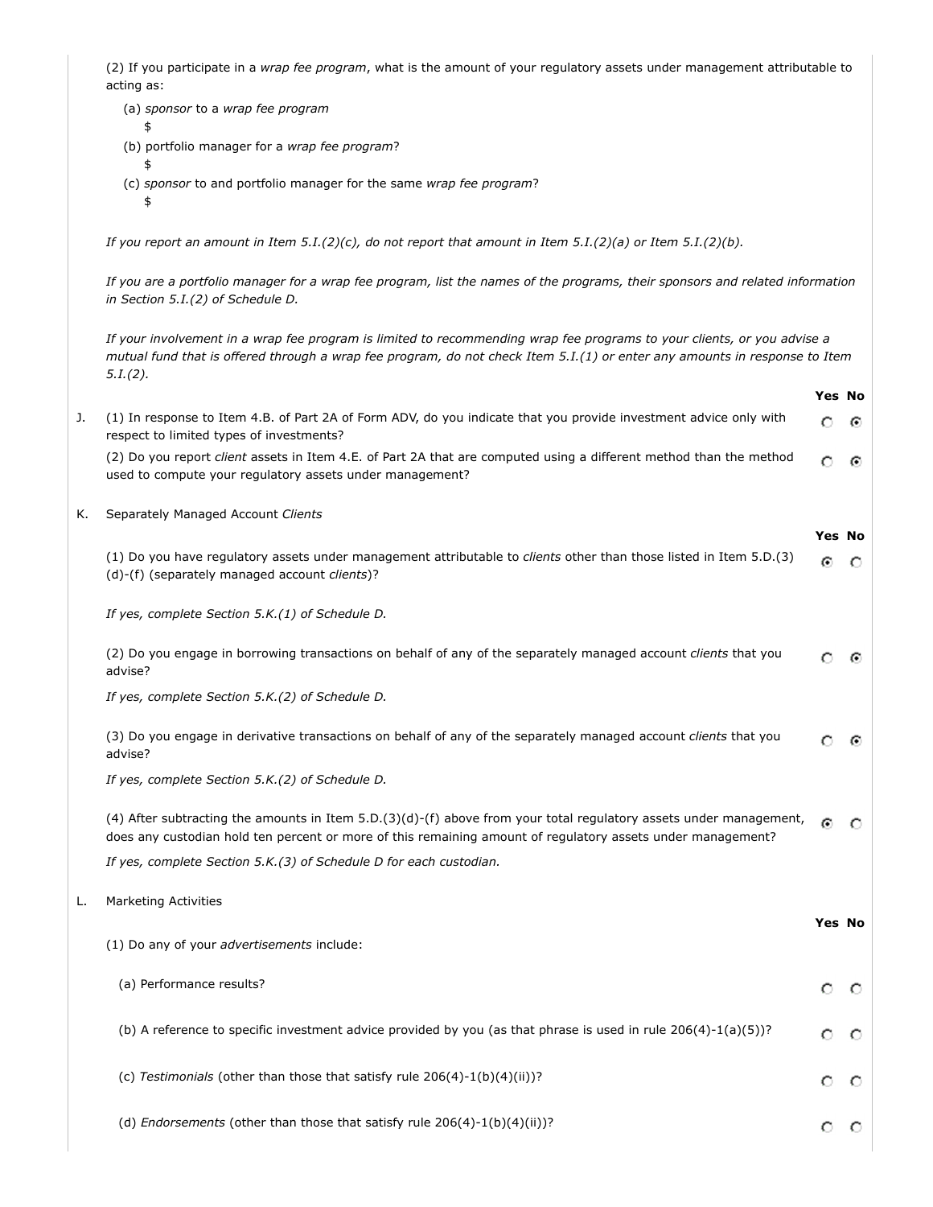(2) If you participate in a *wrap fee program*, what is the amount of your regulatory assets under management attributable to acting as:

(a) *sponsor* to a *wrap fee program*
$

(b) portfolio manager for a *wrap fee program*?
$

(c) *sponsor* to and portfolio manager for the same *wrap fee program*?
$

*If you report an amount in Item 5.I.(2)(c), do not report that amount in Item 5.I.(2)(a) or Item 5.I.(2)(b).*

*If you are a portfolio manager for a wrap fee program, list the names of the programs, their sponsors and related information in Section 5.I.(2) of Schedule D.*

*If your involvement in a wrap fee program is limited to recommending wrap fee programs to your clients, or you advise a mutual fund that is offered through a wrap fee program, do not check Item 5.I.(1) or enter any amounts in response to Item 5.I.(2).*

| | | Yes | No |
|---|---|---|---|
| J. | (1) In response to Item 4.B. of Part 2A of Form ADV, do you indicate that you provide investment advice only with respect to limited types of investments? | ○ | ● |
| | (2) Do you report *client* assets in Item 4.E. of Part 2A that are computed using a different method than the method used to compute your regulatory assets under management? | ○ | ● |

K. Separately Managed Account *Clients*

| | Yes | No |
|---|---|---|
| (1) Do you have regulatory assets under management attributable to *clients* other than those listed in Item 5.D.(3)(d)-(f) (separately managed account *clients*)? | ● | ○ |

*If yes, complete Section 5.K.(1) of Schedule D.*

| | Yes | No |
|---|---|---|
| (2) Do you engage in borrowing transactions on behalf of any of the separately managed account *clients* that you advise? | ○ | ● |

*If yes, complete Section 5.K.(2) of Schedule D.*

| | Yes | No |
|---|---|---|
| (3) Do you engage in derivative transactions on behalf of any of the separately managed account *clients* that you advise? | ○ | ● |

*If yes, complete Section 5.K.(2) of Schedule D.*

| | Yes | No |
|---|---|---|
| (4) After subtracting the amounts in Item 5.D.(3)(d)-(f) above from your total regulatory assets under management, does any custodian hold ten percent or more of this remaining amount of regulatory assets under management? | ● | ○ |

*If yes, complete Section 5.K.(3) of Schedule D for each custodian.*

L. Marketing Activities

| | Yes | No |
|---|---|---|
| (1) Do any of your *advertisements* include: | | |
| (a) Performance results? | ○ | ○ |
| (b) A reference to specific investment advice provided by you (as that phrase is used in rule 206(4)-1(a)(5))? | ○ | ○ |
| (c) *Testimonials* (other than those that satisfy rule 206(4)-1(b)(4)(ii))? | ○ | ○ |
| (d) *Endorsements* (other than those that satisfy rule 206(4)-1(b)(4)(ii))? | ○ | ○ |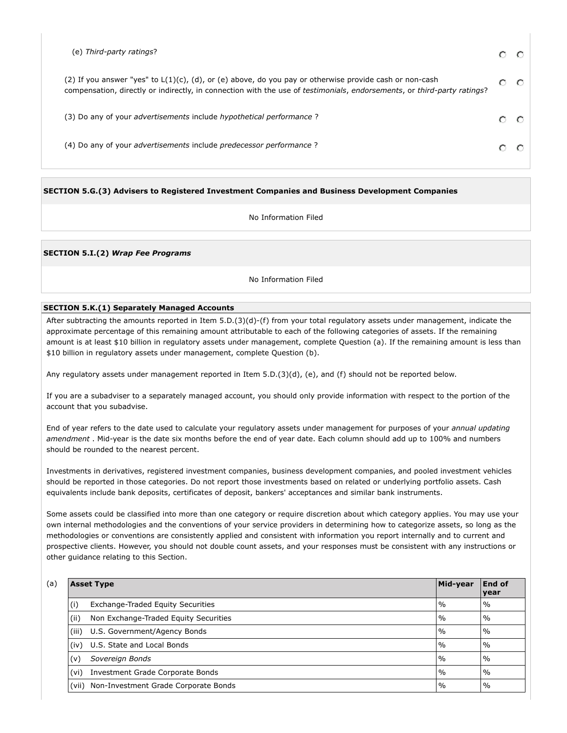(e) *Third-party ratings*?

(2) If you answer "yes" to L(1)(c), (d), or (e) above, do you pay or otherwise provide cash or non-cash compensation, directly or indirectly, in connection with the use of *testimonials*, *endorsements*, or *third-party ratings*?

(3) Do any of your *advertisements* include *hypothetical performance* ?

(4) Do any of your *advertisements* include *predecessor performance* ?

**SECTION 5.G.(3) Advisers to Registered Investment Companies and Business Development Companies**

No Information Filed

**SECTION 5.I.(2)** ***Wrap Fee Programs***

No Information Filed

**SECTION 5.K.(1) Separately Managed Accounts**

After subtracting the amounts reported in Item 5.D.(3)(d)-(f) from your total regulatory assets under management, indicate the approximate percentage of this remaining amount attributable to each of the following categories of assets. If the remaining amount is at least $10 billion in regulatory assets under management, complete Question (a). If the remaining amount is less than $10 billion in regulatory assets under management, complete Question (b).

Any regulatory assets under management reported in Item 5.D.(3)(d), (e), and (f) should not be reported below.

If you are a subadviser to a separately managed account, you should only provide information with respect to the portion of the account that you subadvise.

End of year refers to the date used to calculate your regulatory assets under management for purposes of your *annual updating amendment* . Mid-year is the date six months before the end of year date. Each column should add up to 100% and numbers should be rounded to the nearest percent.

Investments in derivatives, registered investment companies, business development companies, and pooled investment vehicles should be reported in those categories. Do not report those investments based on related or underlying portfolio assets. Cash equivalents include bank deposits, certificates of deposit, bankers' acceptances and similar bank instruments.

Some assets could be classified into more than one category or require discretion about which category applies. You may use your own internal methodologies and the conventions of your service providers in determining how to categorize assets, so long as the methodologies or conventions are consistently applied and consistent with information you report internally and to current and prospective clients. However, you should not double count assets, and your responses must be consistent with any instructions or other guidance relating to this Section.

(a)

| Asset Type | Mid-year | End of year |
|---|---|---|
| (i) Exchange-Traded Equity Securities | % | % |
| (ii) Non Exchange-Traded Equity Securities | % | % |
| (iii) U.S. Government/Agency Bonds | % | % |
| (iv) U.S. State and Local Bonds | % | % |
| (v) *Sovereign Bonds* | % | % |
| (vi) Investment Grade Corporate Bonds | % | % |
| (vii) Non-Investment Grade Corporate Bonds | % | % |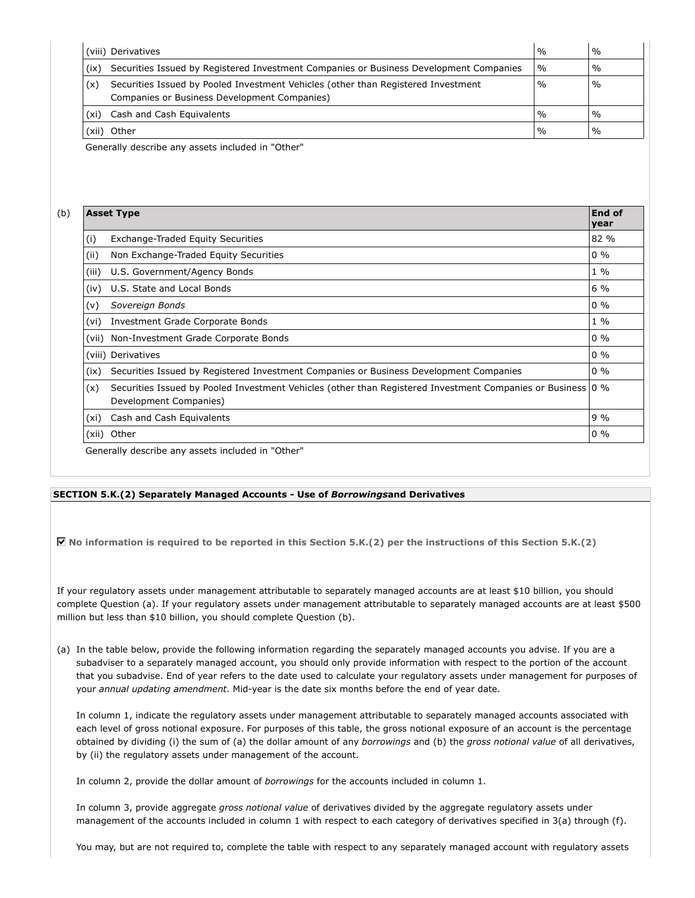| | | | |
|---|---|---|---|
| (viii) | Derivatives | % | % |
| (ix) | Securities Issued by Registered Investment Companies or Business Development Companies | % | % |
| (x) | Securities Issued by Pooled Investment Vehicles (other than Registered Investment Companies or Business Development Companies) | % | % |
| (xi) | Cash and Cash Equivalents | % | % |
| (xii) | Other | % | % |

Generally describe any assets included in "Other"

(b)

| | Asset Type | End of year |
|---|---|---|
| (i) | Exchange-Traded Equity Securities | 82 % |
| (ii) | Non Exchange-Traded Equity Securities | 0 % |
| (iii) | U.S. Government/Agency Bonds | 1 % |
| (iv) | U.S. State and Local Bonds | 6 % |
| (v) | *Sovereign Bonds* | 0 % |
| (vi) | Investment Grade Corporate Bonds | 1 % |
| (vii) | Non-Investment Grade Corporate Bonds | 0 % |
| (viii) | Derivatives | 0 % |
| (ix) | Securities Issued by Registered Investment Companies or Business Development Companies | 0 % |
| (x) | Securities Issued by Pooled Investment Vehicles (other than Registered Investment Companies or Business Development Companies) | 0 % |
| (xi) | Cash and Cash Equivalents | 9 % |
| (xii) | Other | 0 % |

Generally describe any assets included in "Other"

**SECTION 5.K.(2) Separately Managed Accounts - Use of *Borrowings*and Derivatives**

☑ **No information is required to be reported in this Section 5.K.(2) per the instructions of this Section 5.K.(2)**

If your regulatory assets under management attributable to separately managed accounts are at least $10 billion, you should complete Question (a). If your regulatory assets under management attributable to separately managed accounts are at least $500 million but less than $10 billion, you should complete Question (b).

(a) In the table below, provide the following information regarding the separately managed accounts you advise. If you are a subadviser to a separately managed account, you should only provide information with respect to the portion of the account that you subadvise. End of year refers to the date used to calculate your regulatory assets under management for purposes of your *annual updating amendment*. Mid-year is the date six months before the end of year date.

In column 1, indicate the regulatory assets under management attributable to separately managed accounts associated with each level of gross notional exposure. For purposes of this table, the gross notional exposure of an account is the percentage obtained by dividing (i) the sum of (a) the dollar amount of any *borrowings* and (b) the *gross notional value* of all derivatives, by (ii) the regulatory assets under management of the account.

In column 2, provide the dollar amount of *borrowings* for the accounts included in column 1.

In column 3, provide aggregate *gross notional value* of derivatives divided by the aggregate regulatory assets under management of the accounts included in column 1 with respect to each category of derivatives specified in 3(a) through (f).

You may, but are not required to, complete the table with respect to any separately managed account with regulatory assets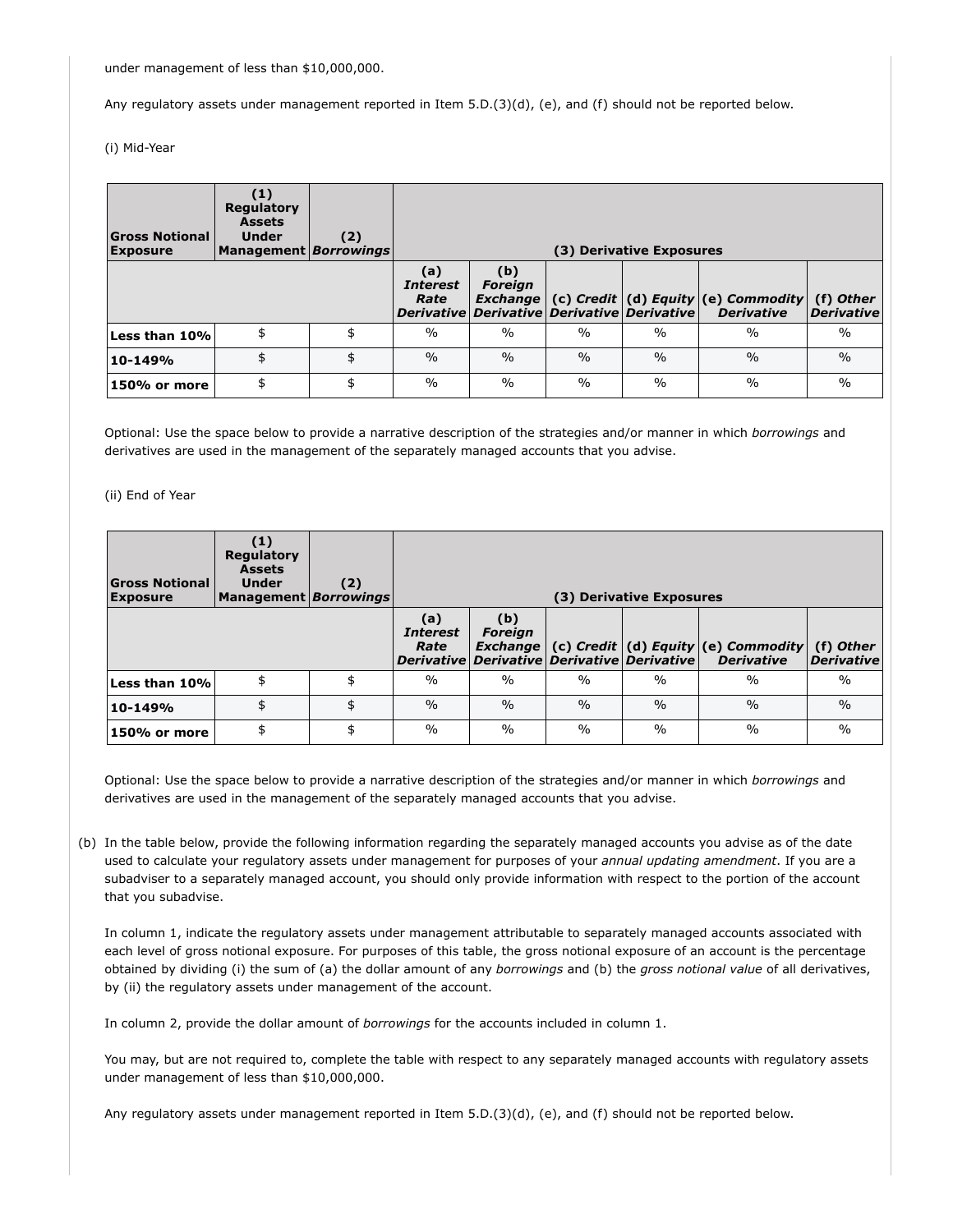under management of less than $10,000,000.

Any regulatory assets under management reported in Item 5.D.(3)(d), (e), and (f) should not be reported below.

(i) Mid-Year

| **Gross Notional Exposure** | **(1) Regulatory Assets Under Management** | **(2) *Borrowings*** | **(3) Derivative Exposures** | | | | | |
|---|---|---|---|---|---|---|---|---|
| | | | **(a) *Interest Rate Derivative*** | **(b) *Foreign Exchange Derivative*** | **(c) *Credit Derivative*** | **(d) *Equity Derivative*** | **(e) *Commodity Derivative*** | **(f) *Other Derivative*** |
| **Less than 10%** | $ | $ | % | % | % | % | % | % |
| **10-149%** | $ | $ | % | % | % | % | % | % |
| **150% or more** | $ | $ | % | % | % | % | % | % |

Optional: Use the space below to provide a narrative description of the strategies and/or manner in which *borrowings* and derivatives are used in the management of the separately managed accounts that you advise.

(ii) End of Year

| **Gross Notional Exposure** | **(1) Regulatory Assets Under Management** | **(2) *Borrowings*** | **(3) Derivative Exposures** | | | | | |
|---|---|---|---|---|---|---|---|---|
| | | | **(a) *Interest Rate Derivative*** | **(b) *Foreign Exchange Derivative*** | **(c) *Credit Derivative*** | **(d) *Equity Derivative*** | **(e) *Commodity Derivative*** | **(f) *Other Derivative*** |
| **Less than 10%** | $ | $ | % | % | % | % | % | % |
| **10-149%** | $ | $ | % | % | % | % | % | % |
| **150% or more** | $ | $ | % | % | % | % | % | % |

Optional: Use the space below to provide a narrative description of the strategies and/or manner in which *borrowings* and derivatives are used in the management of the separately managed accounts that you advise.

(b) In the table below, provide the following information regarding the separately managed accounts you advise as of the date used to calculate your regulatory assets under management for purposes of your *annual updating amendment*. If you are a subadviser to a separately managed account, you should only provide information with respect to the portion of the account that you subadvise.

In column 1, indicate the regulatory assets under management attributable to separately managed accounts associated with each level of gross notional exposure. For purposes of this table, the gross notional exposure of an account is the percentage obtained by dividing (i) the sum of (a) the dollar amount of any *borrowings* and (b) the *gross notional value* of all derivatives, by (ii) the regulatory assets under management of the account.

In column 2, provide the dollar amount of *borrowings* for the accounts included in column 1.

You may, but are not required to, complete the table with respect to any separately managed accounts with regulatory assets under management of less than $10,000,000.

Any regulatory assets under management reported in Item 5.D.(3)(d), (e), and (f) should not be reported below.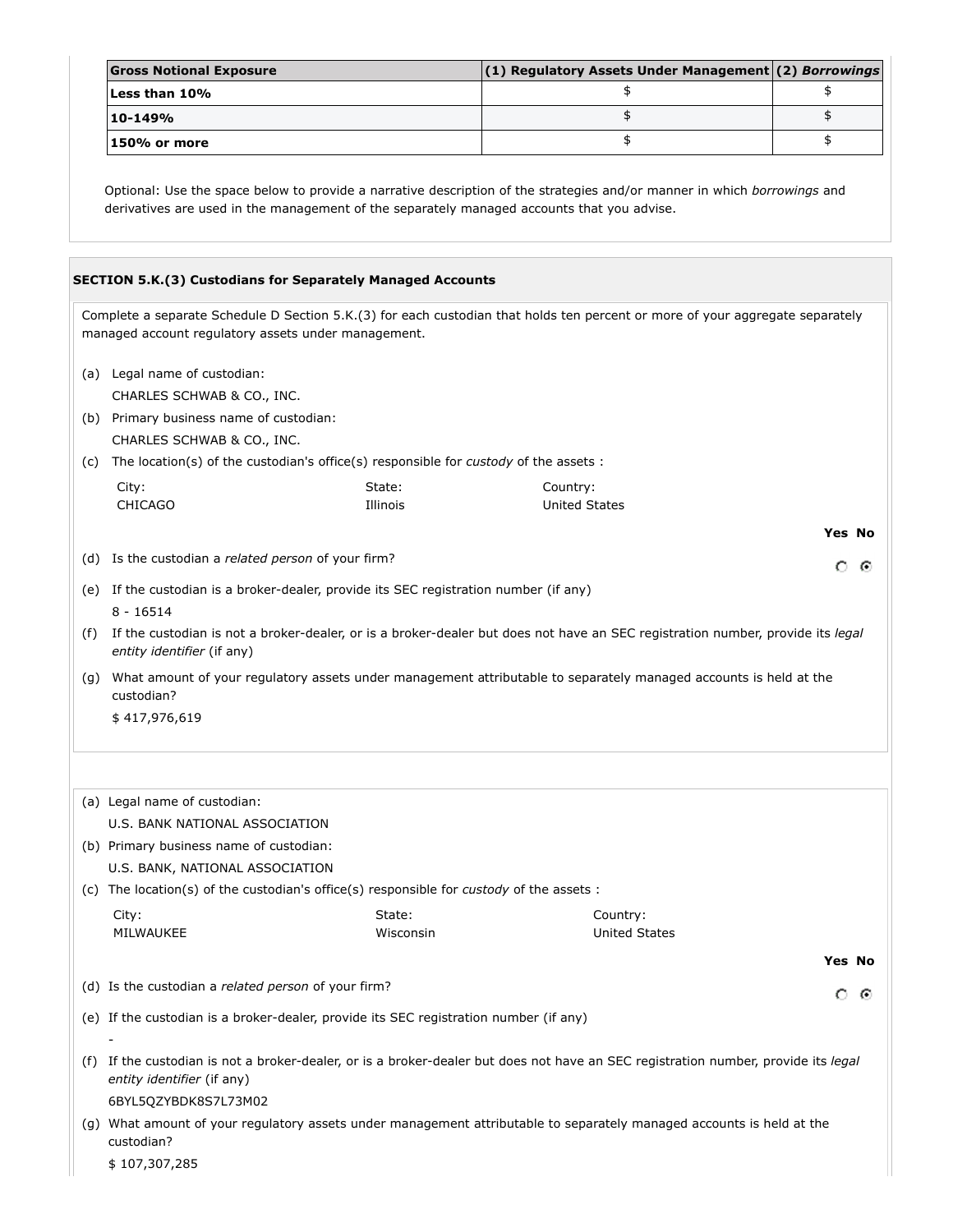| Gross Notional Exposure | (1) Regulatory Assets Under Management | (2) *Borrowings* |
|---|---|---|
| **Less than 10%** | $ | $ |
| **10-149%** | $ | $ |
| **150% or more** | $ | $ |

Optional: Use the space below to provide a narrative description of the strategies and/or manner in which *borrowings* and derivatives are used in the management of the separately managed accounts that you advise.

## SECTION 5.K.(3) Custodians for Separately Managed Accounts

Complete a separate Schedule D Section 5.K.(3) for each custodian that holds ten percent or more of your aggregate separately managed account regulatory assets under management.

(a) Legal name of custodian:
CHARLES SCHWAB & CO., INC.

(b) Primary business name of custodian:
CHARLES SCHWAB & CO., INC.

(c) The location(s) of the custodian's office(s) responsible for *custody* of the assets :

| City: | State: | Country: |
|---|---|---|
| CHICAGO | Illinois | United States |

(d) Is the custodian a *related person* of your firm? Yes ○ No ◉

(e) If the custodian is a broker-dealer, provide its SEC registration number (if any)
8 - 16514

(f) If the custodian is not a broker-dealer, or is a broker-dealer but does not have an SEC registration number, provide its *legal entity identifier* (if any)

(g) What amount of your regulatory assets under management attributable to separately managed accounts is held at the custodian?
$ 417,976,619

(a) Legal name of custodian:
U.S. BANK NATIONAL ASSOCIATION

(b) Primary business name of custodian:
U.S. BANK, NATIONAL ASSOCIATION

(c) The location(s) of the custodian's office(s) responsible for *custody* of the assets :

| City: | State: | Country: |
|---|---|---|
| MILWAUKEE | Wisconsin | United States |

(d) Is the custodian a *related person* of your firm? Yes ○ No ◉

(e) If the custodian is a broker-dealer, provide its SEC registration number (if any)
-

(f) If the custodian is not a broker-dealer, or is a broker-dealer but does not have an SEC registration number, provide its *legal entity identifier* (if any)
6BYL5QZYBDK8S7L73M02

(g) What amount of your regulatory assets under management attributable to separately managed accounts is held at the custodian?
$ 107,307,285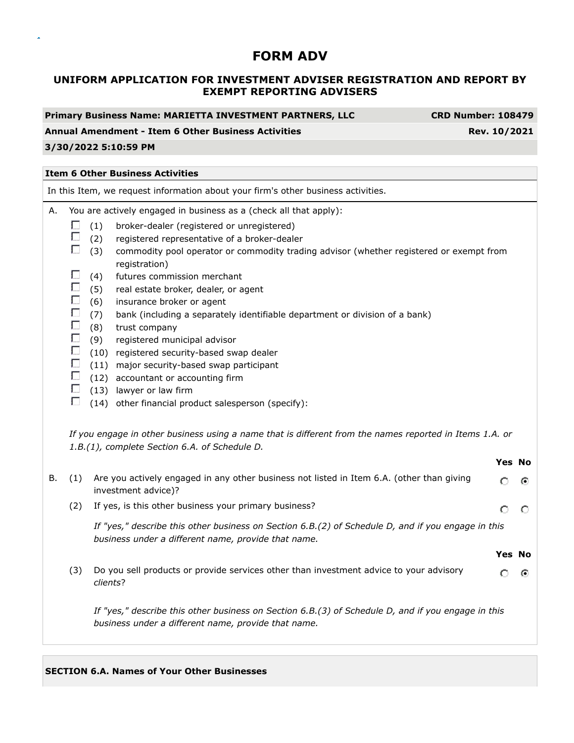# FORM ADV

## UNIFORM APPLICATION FOR INVESTMENT ADVISER REGISTRATION AND REPORT BY EXEMPT REPORTING ADVISERS

| **Primary Business Name: MARIETTA INVESTMENT PARTNERS, LLC** | **CRD Number: 108479** |
|---|---|
| **Annual Amendment - Item 6 Other Business Activities** | **Rev. 10/2021** |
| **3/30/2022 5:10:59 PM** | |

### Item 6 Other Business Activities

In this Item, we request information about your firm's other business activities.

A. You are actively engaged in business as a (check all that apply):

- ☐ (1) broker-dealer (registered or unregistered)
- ☐ (2) registered representative of a broker-dealer
- ☐ (3) commodity pool operator or commodity trading advisor (whether registered or exempt from registration)
- ☐ (4) futures commission merchant
- ☐ (5) real estate broker, dealer, or agent
- ☐ (6) insurance broker or agent
- ☐ (7) bank (including a separately identifiable department or division of a bank)
- ☐ (8) trust company
- ☐ (9) registered municipal advisor
- ☐ (10) registered security-based swap dealer
- ☐ (11) major security-based swap participant
- ☐ (12) accountant or accounting firm
- ☐ (13) lawyer or law firm
- ☐ (14) other financial product salesperson (specify):

*If you engage in other business using a name that is different from the names reported in Items 1.A. or 1.B.(1), complete Section 6.A. of Schedule D.*

| | | Yes | No |
|---|---|---|---|
| B. (1) | Are you actively engaged in any other business not listed in Item 6.A. (other than giving investment advice)? | ○ | ◉ |
| (2) | If yes, is this other business your primary business? | ○ | ○ |

*If "yes," describe this other business on Section 6.B.(2) of Schedule D, and if you engage in this business under a different name, provide that name.*

| | | Yes | No |
|---|---|---|---|
| (3) | Do you sell products or provide services other than investment advice to your advisory *clients*? | ○ | ◉ |

*If "yes," describe this other business on Section 6.B.(3) of Schedule D, and if you engage in this business under a different name, provide that name.*

### SECTION 6.A. Names of Your Other Businesses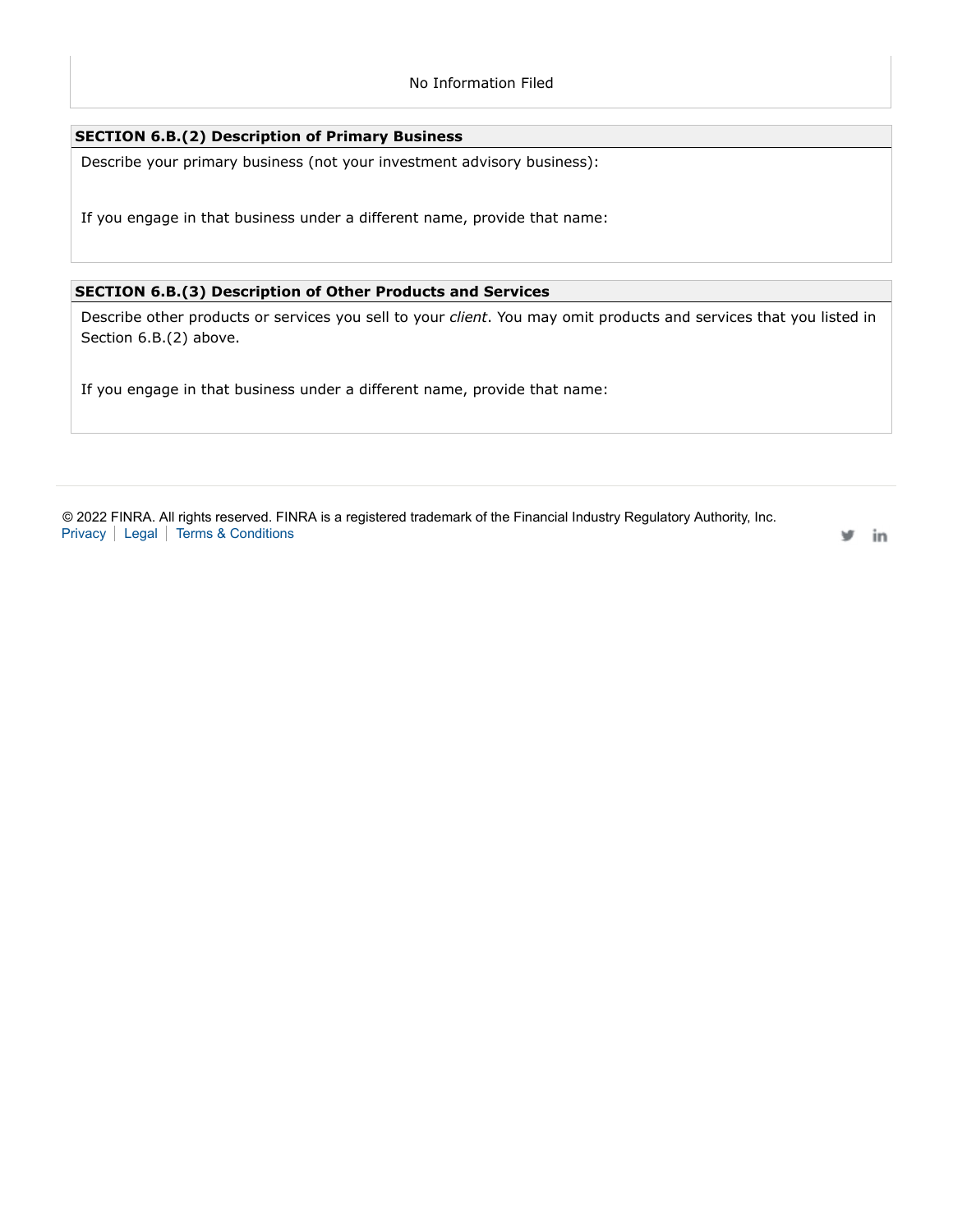No Information Filed

**SECTION 6.B.(2) Description of Primary Business**

Describe your primary business (not your investment advisory business):

If you engage in that business under a different name, provide that name:

**SECTION 6.B.(3) Description of Other Products and Services**

Describe other products or services you sell to your *client*. You may omit products and services that you listed in Section 6.B.(2) above.

If you engage in that business under a different name, provide that name:

© 2022 FINRA. All rights reserved. FINRA is a registered trademark of the Financial Industry Regulatory Authority, Inc.
Privacy | Legal | Terms & Conditions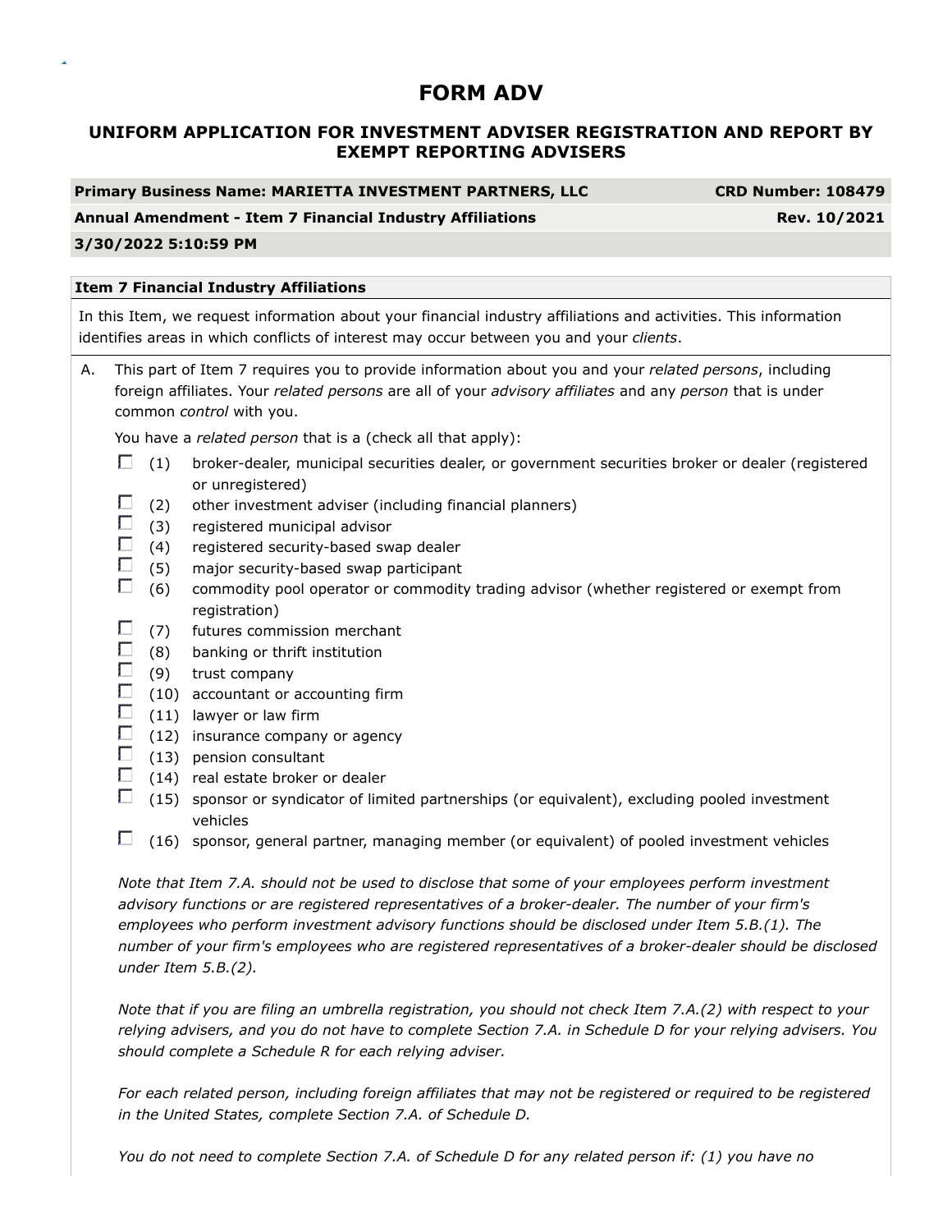# FORM ADV

## UNIFORM APPLICATION FOR INVESTMENT ADVISER REGISTRATION AND REPORT BY EXEMPT REPORTING ADVISERS

| **Primary Business Name: MARIETTA INVESTMENT PARTNERS, LLC** | **CRD Number: 108479** |
|---|---|
| **Annual Amendment - Item 7 Financial Industry Affiliations** | **Rev. 10/2021** |
| **3/30/2022 5:10:59 PM** | |

**Item 7 Financial Industry Affiliations**

In this Item, we request information about your financial industry affiliations and activities. This information identifies areas in which conflicts of interest may occur between you and your *clients*.

A. This part of Item 7 requires you to provide information about you and your *related persons*, including foreign affiliates. Your *related persons* are all of your *advisory affiliates* and any *person* that is under common *control* with you.

You have a *related person* that is a (check all that apply):

- ☐ (1) broker-dealer, municipal securities dealer, or government securities broker or dealer (registered or unregistered)
- ☐ (2) other investment adviser (including financial planners)
- ☐ (3) registered municipal advisor
- ☐ (4) registered security-based swap dealer
- ☐ (5) major security-based swap participant
- ☐ (6) commodity pool operator or commodity trading advisor (whether registered or exempt from registration)
- ☐ (7) futures commission merchant
- ☐ (8) banking or thrift institution
- ☐ (9) trust company
- ☐ (10) accountant or accounting firm
- ☐ (11) lawyer or law firm
- ☐ (12) insurance company or agency
- ☐ (13) pension consultant
- ☐ (14) real estate broker or dealer
- ☐ (15) sponsor or syndicator of limited partnerships (or equivalent), excluding pooled investment vehicles
- ☐ (16) sponsor, general partner, managing member (or equivalent) of pooled investment vehicles

*Note that Item 7.A. should not be used to disclose that some of your employees perform investment advisory functions or are registered representatives of a broker-dealer. The number of your firm's employees who perform investment advisory functions should be disclosed under Item 5.B.(1). The number of your firm's employees who are registered representatives of a broker-dealer should be disclosed under Item 5.B.(2).*

*Note that if you are filing an umbrella registration, you should not check Item 7.A.(2) with respect to your relying advisers, and you do not have to complete Section 7.A. in Schedule D for your relying advisers. You should complete a Schedule R for each relying adviser.*

*For each related person, including foreign affiliates that may not be registered or required to be registered in the United States, complete Section 7.A. of Schedule D.*

*You do not need to complete Section 7.A. of Schedule D for any related person if: (1) you have no*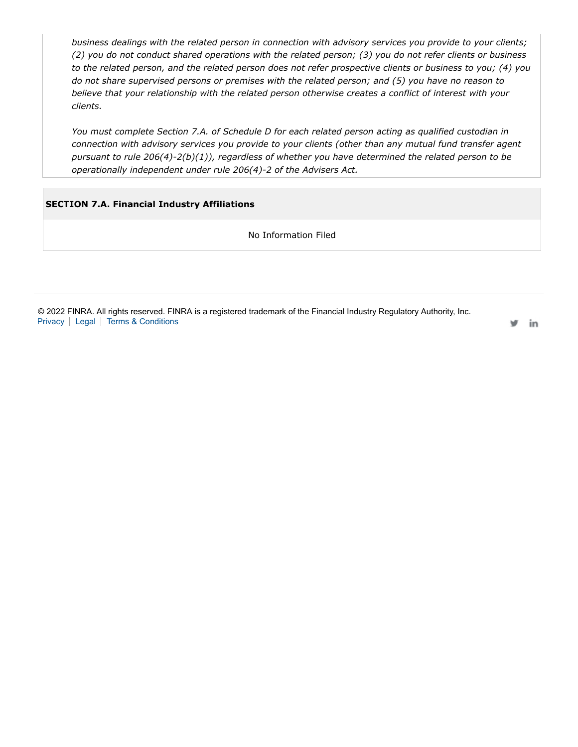*business dealings with the related person in connection with advisory services you provide to your clients; (2) you do not conduct shared operations with the related person; (3) you do not refer clients or business to the related person, and the related person does not refer prospective clients or business to you; (4) you do not share supervised persons or premises with the related person; and (5) you have no reason to believe that your relationship with the related person otherwise creates a conflict of interest with your clients.*

*You must complete Section 7.A. of Schedule D for each related person acting as qualified custodian in connection with advisory services you provide to your clients (other than any mutual fund transfer agent pursuant to rule 206(4)-2(b)(1)), regardless of whether you have determined the related person to be operationally independent under rule 206(4)-2 of the Advisers Act.*

**SECTION 7.A. Financial Industry Affiliations**

No Information Filed

© 2022 FINRA. All rights reserved. FINRA is a registered trademark of the Financial Industry Regulatory Authority, Inc.
Privacy | Legal | Terms & Conditions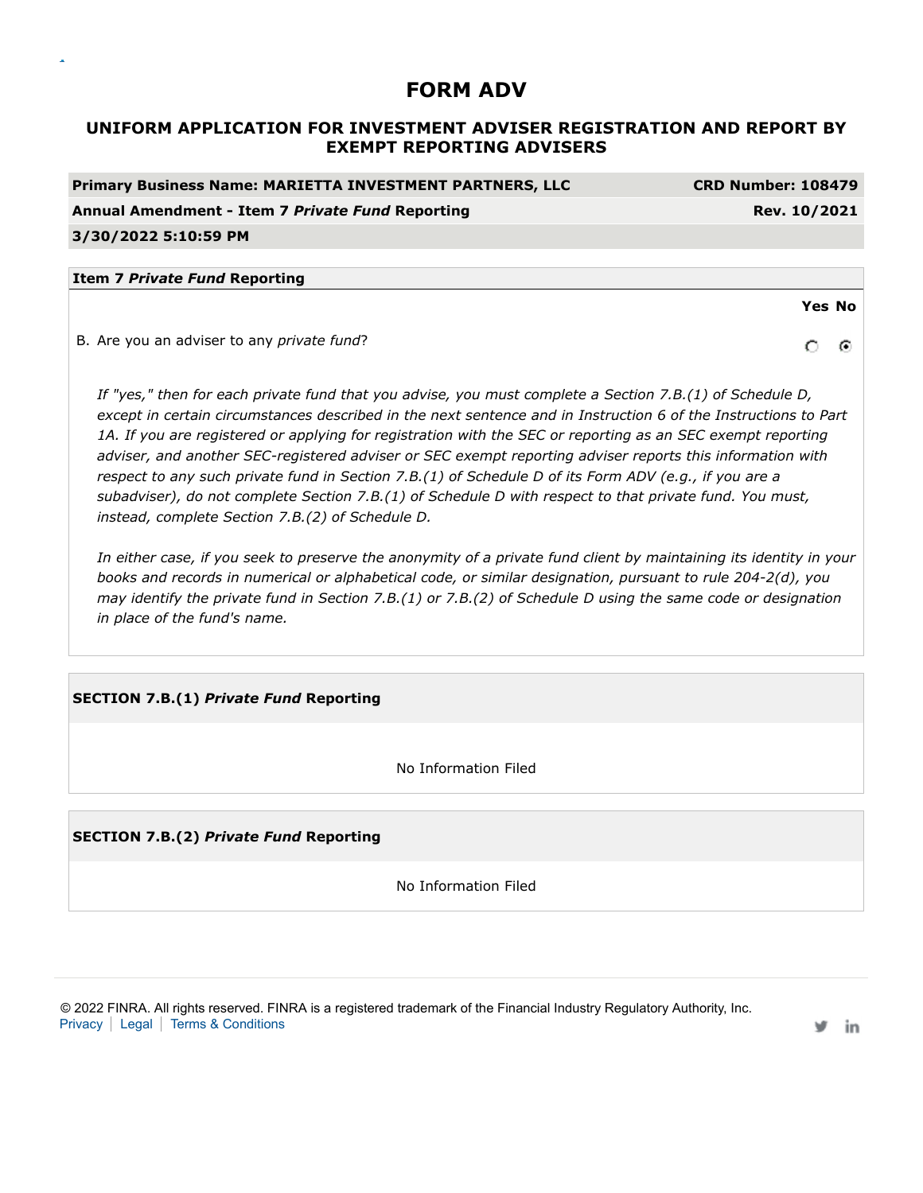# FORM ADV

## UNIFORM APPLICATION FOR INVESTMENT ADVISER REGISTRATION AND REPORT BY EXEMPT REPORTING ADVISERS

| **Primary Business Name: MARIETTA INVESTMENT PARTNERS, LLC** | **CRD Number: 108479** |
|---|---|
| **Annual Amendment - Item 7 *Private Fund* Reporting** | **Rev. 10/2021** |
| **3/30/2022 5:10:59 PM** | |

### Item 7 *Private Fund* Reporting

| | Yes | No |
|---|---|---|
| B. Are you an adviser to any *private fund*? | ○ | ◉ |

*If "yes," then for each private fund that you advise, you must complete a Section 7.B.(1) of Schedule D, except in certain circumstances described in the next sentence and in Instruction 6 of the Instructions to Part 1A. If you are registered or applying for registration with the SEC or reporting as an SEC exempt reporting adviser, and another SEC-registered adviser or SEC exempt reporting adviser reports this information with respect to any such private fund in Section 7.B.(1) of Schedule D of its Form ADV (e.g., if you are a subadviser), do not complete Section 7.B.(1) of Schedule D with respect to that private fund. You must, instead, complete Section 7.B.(2) of Schedule D.*

*In either case, if you seek to preserve the anonymity of a private fund client by maintaining its identity in your books and records in numerical or alphabetical code, or similar designation, pursuant to rule 204-2(d), you may identify the private fund in Section 7.B.(1) or 7.B.(2) of Schedule D using the same code or designation in place of the fund's name.*

### SECTION 7.B.(1) *Private Fund* Reporting

No Information Filed

### SECTION 7.B.(2) *Private Fund* Reporting

No Information Filed

© 2022 FINRA. All rights reserved. FINRA is a registered trademark of the Financial Industry Regulatory Authority, Inc.
Privacy | Legal | Terms & Conditions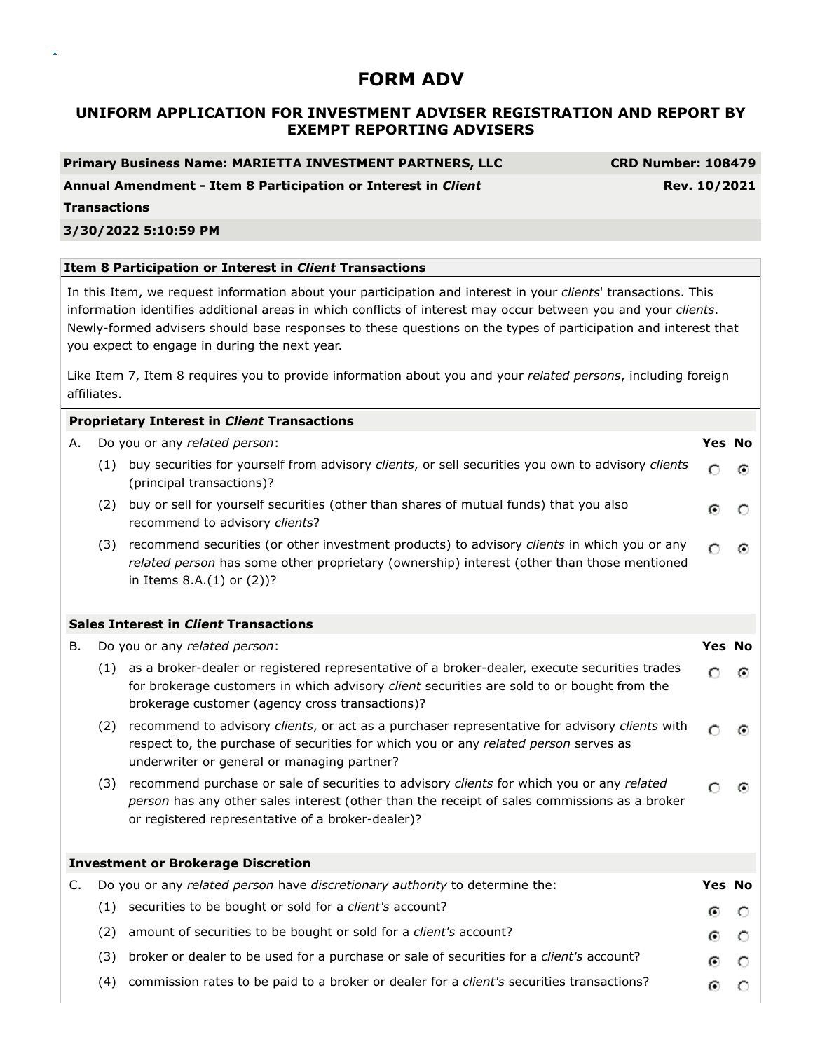# FORM ADV

## UNIFORM APPLICATION FOR INVESTMENT ADVISER REGISTRATION AND REPORT BY EXEMPT REPORTING ADVISERS

| | |
|---|---|
| **Primary Business Name: MARIETTA INVESTMENT PARTNERS, LLC** | **CRD Number: 108479** |
| **Annual Amendment - Item 8 Participation or Interest in *Client* Transactions** | **Rev. 10/2021** |
| **3/30/2022 5:10:59 PM** | |

### Item 8 Participation or Interest in *Client* Transactions

In this Item, we request information about your participation and interest in your *clients*' transactions. This information identifies additional areas in which conflicts of interest may occur between you and your *clients*. Newly-formed advisers should base responses to these questions on the types of participation and interest that you expect to engage in during the next year.

Like Item 7, Item 8 requires you to provide information about you and your *related persons*, including foreign affiliates.

#### Proprietary Interest in *Client* Transactions

| A. Do you or any *related person*: | Yes | No |
|---|---|---|
| (1) buy securities for yourself from advisory *clients*, or sell securities you own to advisory *clients* (principal transactions)? | ○ | ◉ |
| (2) buy or sell for yourself securities (other than shares of mutual funds) that you also recommend to advisory *clients*? | ◉ | ○ |
| (3) recommend securities (or other investment products) to advisory *clients* in which you or any *related person* has some other proprietary (ownership) interest (other than those mentioned in Items 8.A.(1) or (2))? | ○ | ◉ |

#### Sales Interest in *Client* Transactions

| B. Do you or any *related person*: | Yes | No |
|---|---|---|
| (1) as a broker-dealer or registered representative of a broker-dealer, execute securities trades for brokerage customers in which advisory *client* securities are sold to or bought from the brokerage customer (agency cross transactions)? | ○ | ◉ |
| (2) recommend to advisory *clients*, or act as a purchaser representative for advisory *clients* with respect to, the purchase of securities for which you or any *related person* serves as underwriter or general or managing partner? | ○ | ◉ |
| (3) recommend purchase or sale of securities to advisory *clients* for which you or any *related person* has any other sales interest (other than the receipt of sales commissions as a broker or registered representative of a broker-dealer)? | ○ | ◉ |

#### Investment or Brokerage Discretion

| C. Do you or any *related person* have *discretionary authority* to determine the: | Yes | No |
|---|---|---|
| (1) securities to be bought or sold for a *client's* account? | ◉ | ○ |
| (2) amount of securities to be bought or sold for a *client's* account? | ◉ | ○ |
| (3) broker or dealer to be used for a purchase or sale of securities for a *client's* account? | ◉ | ○ |
| (4) commission rates to be paid to a broker or dealer for a *client's* securities transactions? | ◉ | ○ |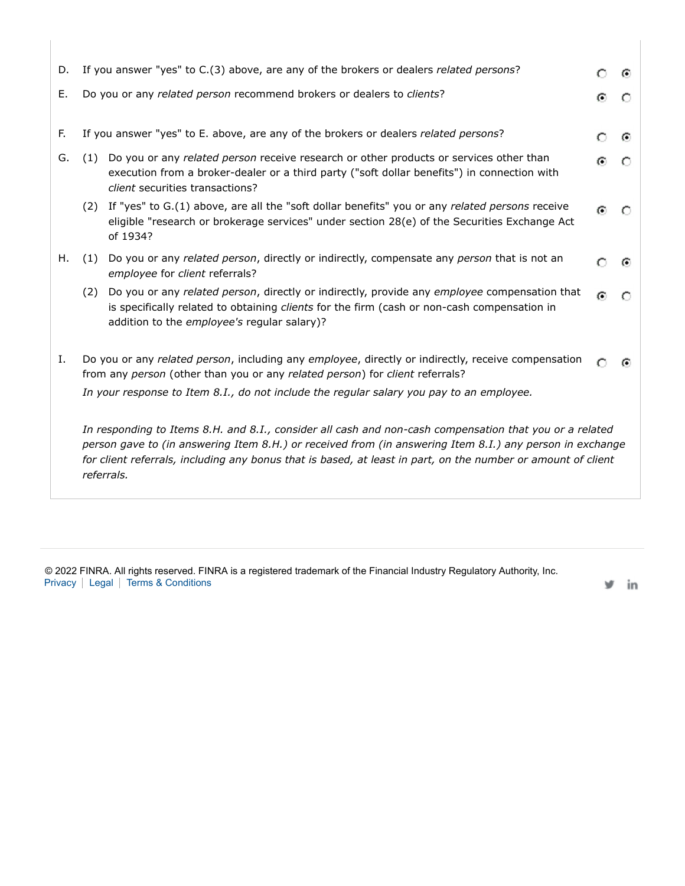| | | Yes | No |
|---|---|---|---|
| D. | If you answer "yes" to C.(3) above, are any of the brokers or dealers *related persons*? | ○ | ● |
| E. | Do you or any *related person* recommend brokers or dealers to *clients*? | ● | ○ |
| F. | If you answer "yes" to E. above, are any of the brokers or dealers *related persons*? | ○ | ● |
| G. | (1) Do you or any *related person* receive research or other products or services other than execution from a broker-dealer or a third party ("soft dollar benefits") in connection with *client* securities transactions? | ● | ○ |
| | (2) If "yes" to G.(1) above, are all the "soft dollar benefits" you or any *related persons* receive eligible "research or brokerage services" under section 28(e) of the Securities Exchange Act of 1934? | ● | ○ |
| H. | (1) Do you or any *related person*, directly or indirectly, compensate any *person* that is not an *employee* for *client* referrals? | ○ | ● |
| | (2) Do you or any *related person*, directly or indirectly, provide any *employee* compensation that is specifically related to obtaining *clients* for the firm (cash or non-cash compensation in addition to the *employee's* regular salary)? | ● | ○ |
| I. | Do you or any *related person*, including any *employee*, directly or indirectly, receive compensation from any *person* (other than you or any *related person*) for *client* referrals? | ○ | ● |

*In your response to Item 8.I., do not include the regular salary you pay to an employee.*

*In responding to Items 8.H. and 8.I., consider all cash and non-cash compensation that you or a related person gave to (in answering Item 8.H.) or received from (in answering Item 8.I.) any person in exchange for client referrals, including any bonus that is based, at least in part, on the number or amount of client referrals.*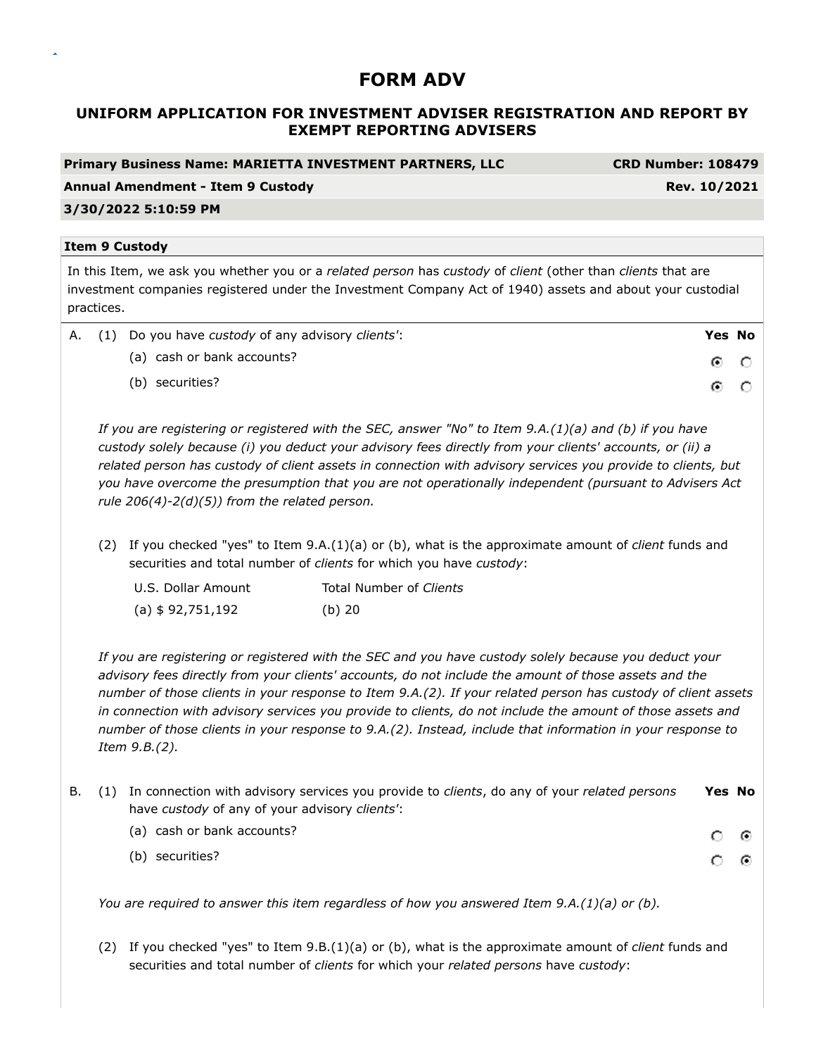# FORM ADV

## UNIFORM APPLICATION FOR INVESTMENT ADVISER REGISTRATION AND REPORT BY EXEMPT REPORTING ADVISERS

| **Primary Business Name: MARIETTA INVESTMENT PARTNERS, LLC** | **CRD Number: 108479** |
|---|---|
| **Annual Amendment - Item 9 Custody** | **Rev. 10/2021** |
| **3/30/2022 5:10:59 PM** | |

**Item 9 Custody**

In this Item, we ask you whether you or a *related person* has *custody* of *client* (other than *clients* that are investment companies registered under the Investment Company Act of 1940) assets and about your custodial practices.

A. (1) Do you have *custody* of any advisory *clients'*:

| | Yes | No |
|---|---|---|
| (a) cash or bank accounts? | ◉ | ○ |
| (b) securities? | ◉ | ○ |

*If you are registering or registered with the SEC, answer "No" to Item 9.A.(1)(a) and (b) if you have custody solely because (i) you deduct your advisory fees directly from your clients' accounts, or (ii) a related person has custody of client assets in connection with advisory services you provide to clients, but you have overcome the presumption that you are not operationally independent (pursuant to Advisers Act rule 206(4)-2(d)(5)) from the related person.*

(2) If you checked "yes" to Item 9.A.(1)(a) or (b), what is the approximate amount of *client* funds and securities and total number of *clients* for which you have *custody*:

| U.S. Dollar Amount | Total Number of *Clients* |
|---|---|
| (a) $ 92,751,192 | (b) 20 |

*If you are registering or registered with the SEC and you have custody solely because you deduct your advisory fees directly from your clients' accounts, do not include the amount of those assets and the number of those clients in your response to Item 9.A.(2). If your related person has custody of client assets in connection with advisory services you provide to clients, do not include the amount of those assets and number of those clients in your response to 9.A.(2). Instead, include that information in your response to Item 9.B.(2).*

B. (1) In connection with advisory services you provide to *clients*, do any of your *related persons* have *custody* of any of your advisory *clients'*:

| | Yes | No |
|---|---|---|
| (a) cash or bank accounts? | ○ | ◉ |
| (b) securities? | ○ | ◉ |

*You are required to answer this item regardless of how you answered Item 9.A.(1)(a) or (b).*

(2) If you checked "yes" to Item 9.B.(1)(a) or (b), what is the approximate amount of *client* funds and securities and total number of *clients* for which your *related persons* have *custody*: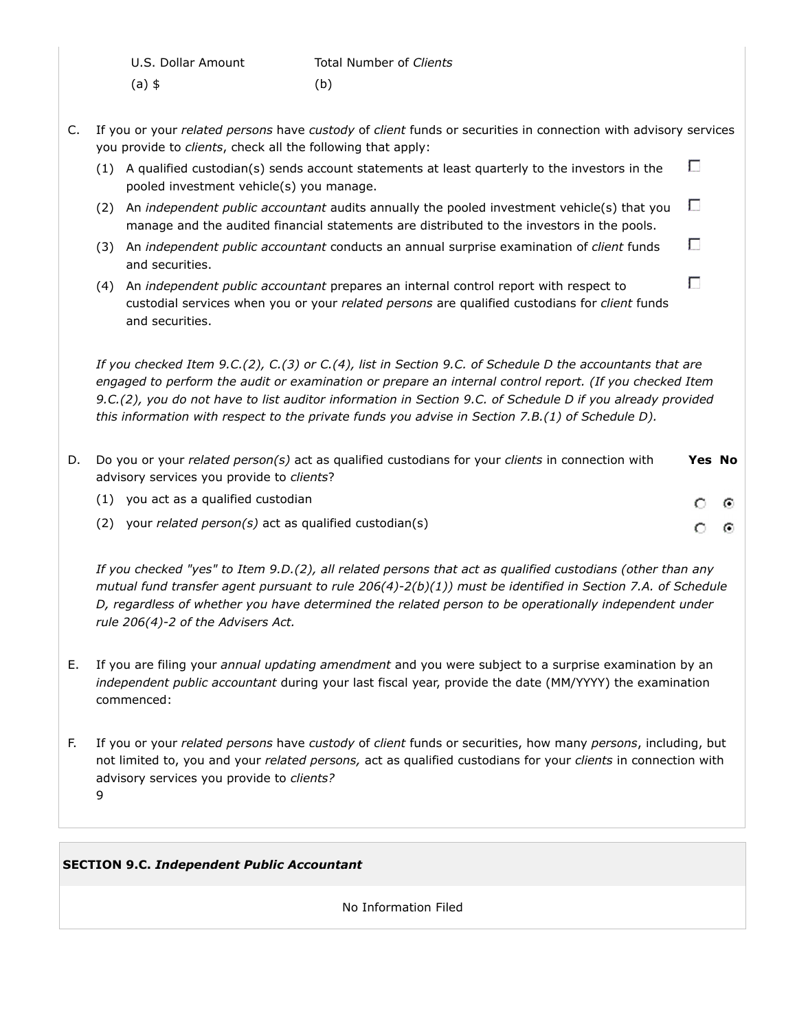| U.S. Dollar Amount | Total Number of *Clients* |
| --- | --- |
| (a) $ | (b) |

C. If you or your *related persons* have *custody* of *client* funds or securities in connection with advisory services you provide to *clients*, check all the following that apply:

(1) A qualified custodian(s) sends account statements at least quarterly to the investors in the pooled investment vehicle(s) you manage. ☐

(2) An *independent public accountant* audits annually the pooled investment vehicle(s) that you manage and the audited financial statements are distributed to the investors in the pools. ☐

(3) An *independent public accountant* conducts an annual surprise examination of *client* funds and securities. ☐

(4) An *independent public accountant* prepares an internal control report with respect to custodial services when you or your *related persons* are qualified custodians for *client* funds and securities. ☐

*If you checked Item 9.C.(2), C.(3) or C.(4), list in Section 9.C. of Schedule D the accountants that are engaged to perform the audit or examination or prepare an internal control report. (If you checked Item 9.C.(2), you do not have to list auditor information in Section 9.C. of Schedule D if you already provided this information with respect to the private funds you advise in Section 7.B.(1) of Schedule D).*

D. Do you or your *related person(s)* act as qualified custodians for your *clients* in connection with advisory services you provide to *clients*?

| | Yes | No |
| --- | --- | --- |
| (1) you act as a qualified custodian | ○ | ◉ |
| (2) your *related person(s)* act as qualified custodian(s) | ○ | ◉ |

*If you checked "yes" to Item 9.D.(2), all related persons that act as qualified custodians (other than any mutual fund transfer agent pursuant to rule 206(4)-2(b)(1)) must be identified in Section 7.A. of Schedule D, regardless of whether you have determined the related person to be operationally independent under rule 206(4)-2 of the Advisers Act.*

E. If you are filing your *annual updating amendment* and you were subject to a surprise examination by an *independent public accountant* during your last fiscal year, provide the date (MM/YYYY) the examination commenced:

F. If you or your *related persons* have *custody* of *client* funds or securities, how many *persons*, including, but not limited to, you and your *related persons,* act as qualified custodians for your *clients* in connection with advisory services you provide to *clients?*

9

**SECTION 9.C. *Independent Public Accountant***

No Information Filed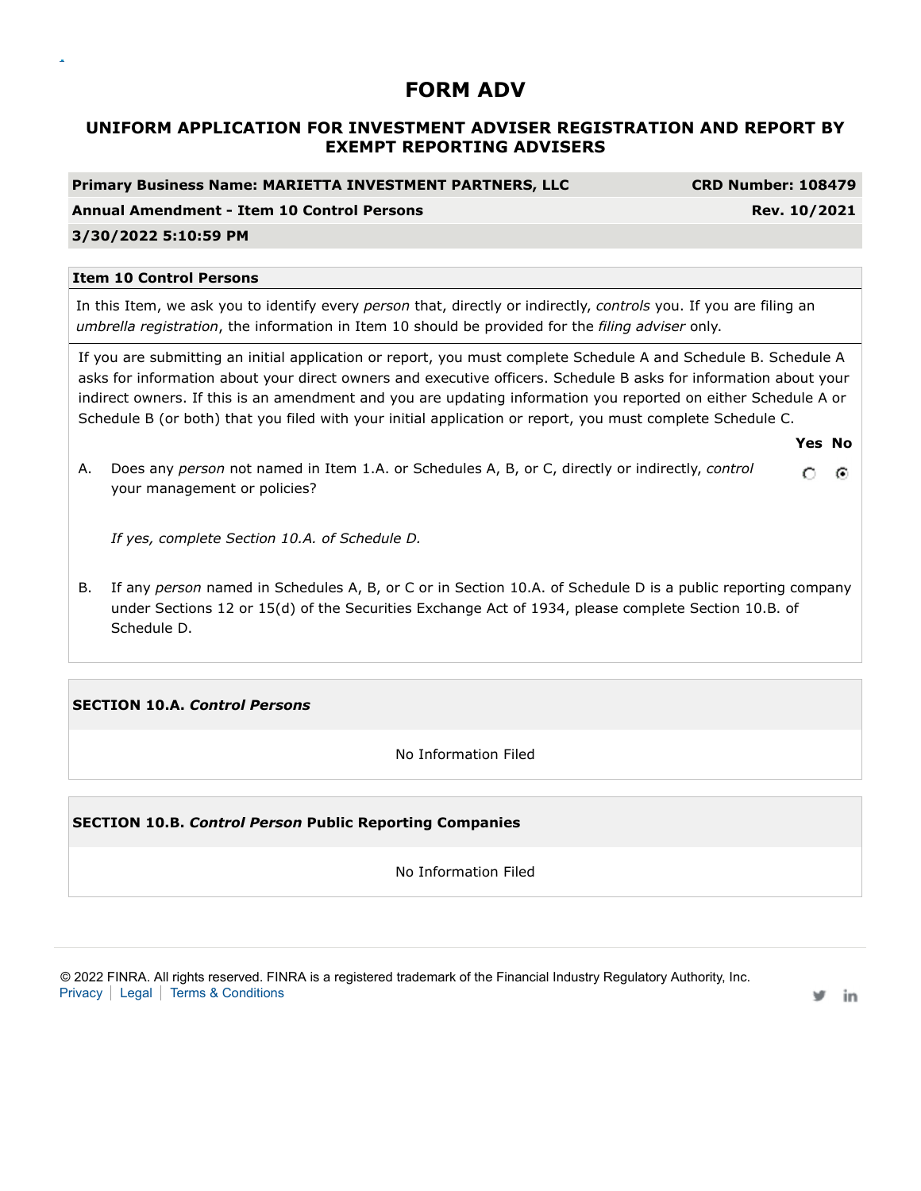# FORM ADV

## UNIFORM APPLICATION FOR INVESTMENT ADVISER REGISTRATION AND REPORT BY EXEMPT REPORTING ADVISERS

| Primary Business Name: MARIETTA INVESTMENT PARTNERS, LLC | CRD Number: 108479 |
|---|---|
| Annual Amendment - Item 10 Control Persons | Rev. 10/2021 |
| 3/30/2022 5:10:59 PM | |

**Item 10 Control Persons**

In this Item, we ask you to identify every *person* that, directly or indirectly, *controls* you. If you are filing an *umbrella registration*, the information in Item 10 should be provided for the *filing adviser* only.

If you are submitting an initial application or report, you must complete Schedule A and Schedule B. Schedule A asks for information about your direct owners and executive officers. Schedule B asks for information about your indirect owners. If this is an amendment and you are updating information you reported on either Schedule A or Schedule B (or both) that you filed with your initial application or report, you must complete Schedule C.

| | | Yes | No |
|---|---|---|---|
| A. | Does any *person* not named in Item 1.A. or Schedules A, B, or C, directly or indirectly, *control* your management or policies? | ○ | ◉ |

*If yes, complete Section 10.A. of Schedule D.*

B. If any *person* named in Schedules A, B, or C or in Section 10.A. of Schedule D is a public reporting company under Sections 12 or 15(d) of the Securities Exchange Act of 1934, please complete Section 10.B. of Schedule D.

**SECTION 10.A. *Control Persons***

No Information Filed

**SECTION 10.B. *Control Person* Public Reporting Companies**

No Information Filed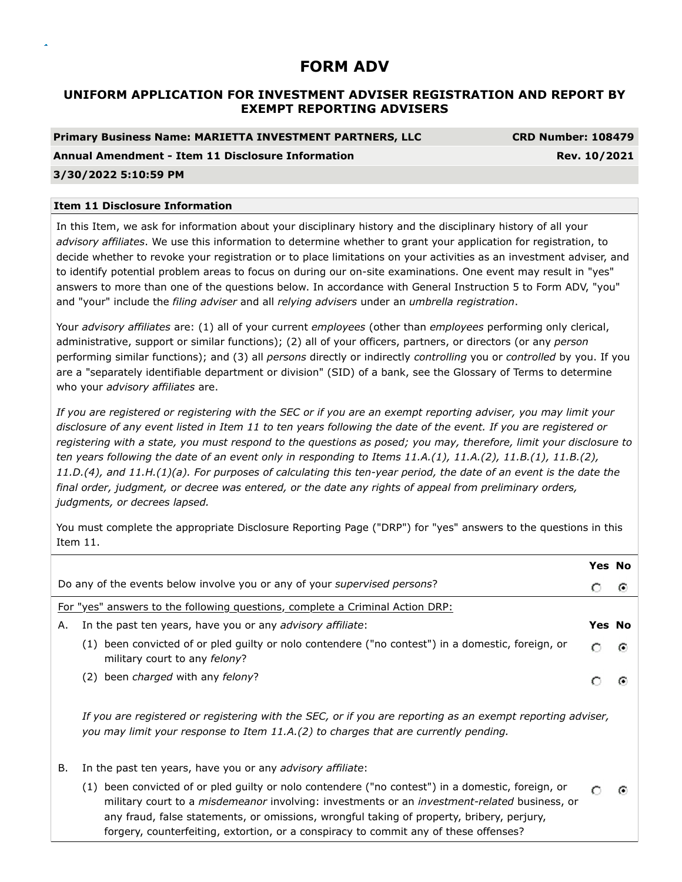# FORM ADV

## UNIFORM APPLICATION FOR INVESTMENT ADVISER REGISTRATION AND REPORT BY EXEMPT REPORTING ADVISERS

| **Primary Business Name: MARIETTA INVESTMENT PARTNERS, LLC** | **CRD Number: 108479** |
|---|---|
| **Annual Amendment - Item 11 Disclosure Information** | **Rev. 10/2021** |
| **3/30/2022 5:10:59 PM** | |

**Item 11 Disclosure Information**

In this Item, we ask for information about your disciplinary history and the disciplinary history of all your *advisory affiliates*. We use this information to determine whether to grant your application for registration, to decide whether to revoke your registration or to place limitations on your activities as an investment adviser, and to identify potential problem areas to focus on during our on-site examinations. One event may result in "yes" answers to more than one of the questions below. In accordance with General Instruction 5 to Form ADV, "you" and "your" include the *filing adviser* and all *relying advisers* under an *umbrella registration*.

Your *advisory affiliates* are: (1) all of your current *employees* (other than *employees* performing only clerical, administrative, support or similar functions); (2) all of your officers, partners, or directors (or any *person* performing similar functions); and (3) all *persons* directly or indirectly *controlling* you or *controlled* by you. If you are a "separately identifiable department or division" (SID) of a bank, see the Glossary of Terms to determine who your *advisory affiliates* are.

*If you are registered or registering with the SEC or if you are an exempt reporting adviser, you may limit your disclosure of any event listed in Item 11 to ten years following the date of the event. If you are registered or registering with a state, you must respond to the questions as posed; you may, therefore, limit your disclosure to ten years following the date of an event only in responding to Items 11.A.(1), 11.A.(2), 11.B.(1), 11.B.(2), 11.D.(4), and 11.H.(1)(a). For purposes of calculating this ten-year period, the date of an event is the date the final order, judgment, or decree was entered, or the date any rights of appeal from preliminary orders, judgments, or decrees lapsed.*

You must complete the appropriate Disclosure Reporting Page ("DRP") for "yes" answers to the questions in this Item 11.

| | **Yes** | **No** |
|---|---|---|
| Do any of the events below involve you or any of your *supervised persons*? | ○ | ◉ |

For "yes" answers to the following questions, complete a Criminal Action DRP:

| | **Yes** | **No** |
|---|---|---|
| A. In the past ten years, have you or any *advisory affiliate*: | | |
| (1) been convicted of or pled guilty or nolo contendere ("no contest") in a domestic, foreign, or military court to any *felony*? | ○ | ◉ |
| (2) been *charged* with any *felony*? | ○ | ◉ |

*If you are registered or registering with the SEC, or if you are reporting as an exempt reporting adviser, you may limit your response to Item 11.A.(2) to charges that are currently pending.*

| | **Yes** | **No** |
|---|---|---|
| B. In the past ten years, have you or any *advisory affiliate*: | | |
| (1) been convicted of or pled guilty or nolo contendere ("no contest") in a domestic, foreign, or military court to a *misdemeanor* involving: investments or an *investment-related* business, or any fraud, false statements, or omissions, wrongful taking of property, bribery, perjury, forgery, counterfeiting, extortion, or a conspiracy to commit any of these offenses? | ○ | ◉ |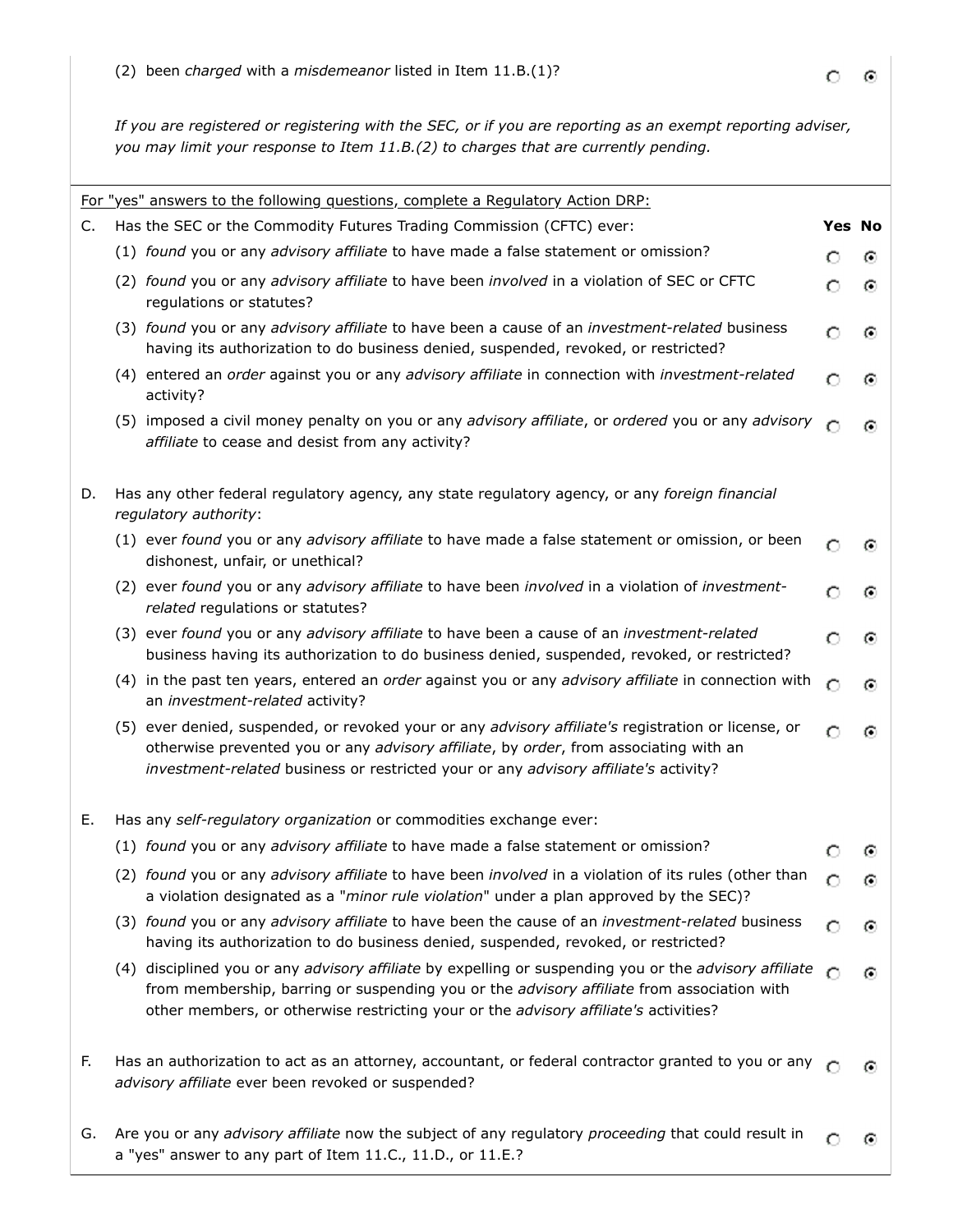(2) been *charged* with a *misdemeanor* listed in Item 11.B.(1)? | Yes: ○ | No: ◉

*If you are registered or registering with the SEC, or if you are reporting as an exempt reporting adviser, you may limit your response to Item 11.B.(2) to charges that are currently pending.*

For "yes" answers to the following questions, complete a Regulatory Action DRP:

| | | Yes | No |
|---|---|---|---|
| C. | Has the SEC or the Commodity Futures Trading Commission (CFTC) ever: | | |
| | (1) *found* you or any *advisory affiliate* to have made a false statement or omission? | ○ | ◉ |
| | (2) *found* you or any *advisory affiliate* to have been *involved* in a violation of SEC or CFTC regulations or statutes? | ○ | ◉ |
| | (3) *found* you or any *advisory affiliate* to have been a cause of an *investment-related* business having its authorization to do business denied, suspended, revoked, or restricted? | ○ | ◉ |
| | (4) entered an *order* against you or any *advisory affiliate* in connection with *investment-related* activity? | ○ | ◉ |
| | (5) imposed a civil money penalty on you or any *advisory affiliate*, or *ordered* you or any *advisory affiliate* to cease and desist from any activity? | ○ | ◉ |
| D. | Has any other federal regulatory agency, any state regulatory agency, or any *foreign financial regulatory authority*: | | |
| | (1) ever *found* you or any *advisory affiliate* to have made a false statement or omission, or been dishonest, unfair, or unethical? | ○ | ◉ |
| | (2) ever *found* you or any *advisory affiliate* to have been *involved* in a violation of *investment-related* regulations or statutes? | ○ | ◉ |
| | (3) ever *found* you or any *advisory affiliate* to have been a cause of an *investment-related* business having its authorization to do business denied, suspended, revoked, or restricted? | ○ | ◉ |
| | (4) in the past ten years, entered an *order* against you or any *advisory affiliate* in connection with an *investment-related* activity? | ○ | ◉ |
| | (5) ever denied, suspended, or revoked your or any *advisory affiliate's* registration or license, or otherwise prevented you or any *advisory affiliate*, by *order*, from associating with an *investment-related* business or restricted your or any *advisory affiliate's* activity? | ○ | ◉ |
| E. | Has any *self-regulatory organization* or commodities exchange ever: | | |
| | (1) *found* you or any *advisory affiliate* to have made a false statement or omission? | ○ | ◉ |
| | (2) *found* you or any *advisory affiliate* to have been *involved* in a violation of its rules (other than a violation designated as a "*minor rule violation*" under a plan approved by the SEC)? | ○ | ◉ |
| | (3) *found* you or any *advisory affiliate* to have been the cause of an *investment-related* business having its authorization to do business denied, suspended, revoked, or restricted? | ○ | ◉ |
| | (4) disciplined you or any *advisory affiliate* by expelling or suspending you or the *advisory affiliate* from membership, barring or suspending you or the *advisory affiliate* from association with other members, or otherwise restricting your or the *advisory affiliate's* activities? | ○ | ◉ |
| F. | Has an authorization to act as an attorney, accountant, or federal contractor granted to you or any *advisory affiliate* ever been revoked or suspended? | ○ | ◉ |
| G. | Are you or any *advisory affiliate* now the subject of any regulatory *proceeding* that could result in a "yes" answer to any part of Item 11.C., 11.D., or 11.E.? | ○ | ◉ |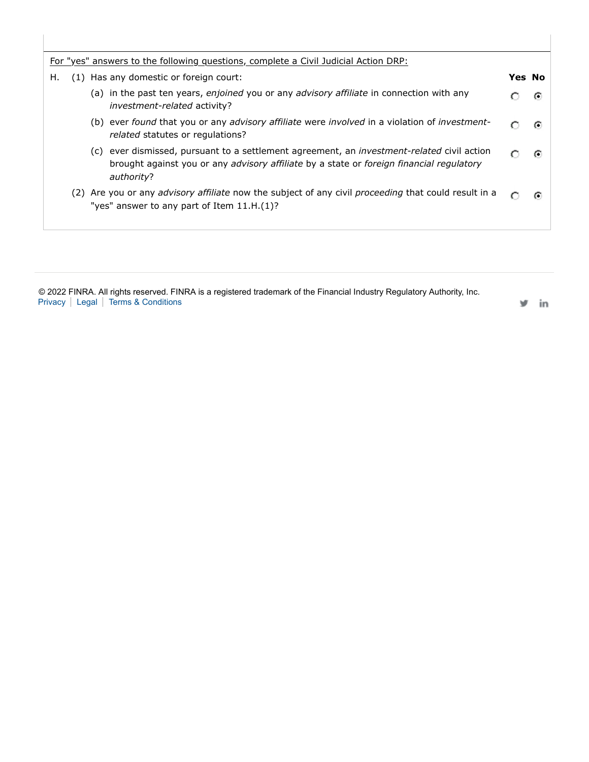For "yes" answers to the following questions, complete a Civil Judicial Action DRP:

| | | | Yes | No |
|---|---|---|---|---|
| H. | (1) | Has any domestic or foreign court: | | |
| | | (a) in the past ten years, *enjoined* you or any *advisory affiliate* in connection with any *investment-related* activity? | ○ | ◉ |
| | | (b) ever *found* that you or any *advisory affiliate* were *involved* in a violation of *investment-related* statutes or regulations? | ○ | ◉ |
| | | (c) ever dismissed, pursuant to a settlement agreement, an *investment-related* civil action brought against you or any *advisory affiliate* by a state or *foreign financial regulatory authority*? | ○ | ◉ |
| | (2) | Are you or any *advisory affiliate* now the subject of any civil *proceeding* that could result in a "yes" answer to any part of Item 11.H.(1)? | ○ | ◉ |

© 2022 FINRA. All rights reserved. FINRA is a registered trademark of the Financial Industry Regulatory Authority, Inc.
Privacy | Legal | Terms & Conditions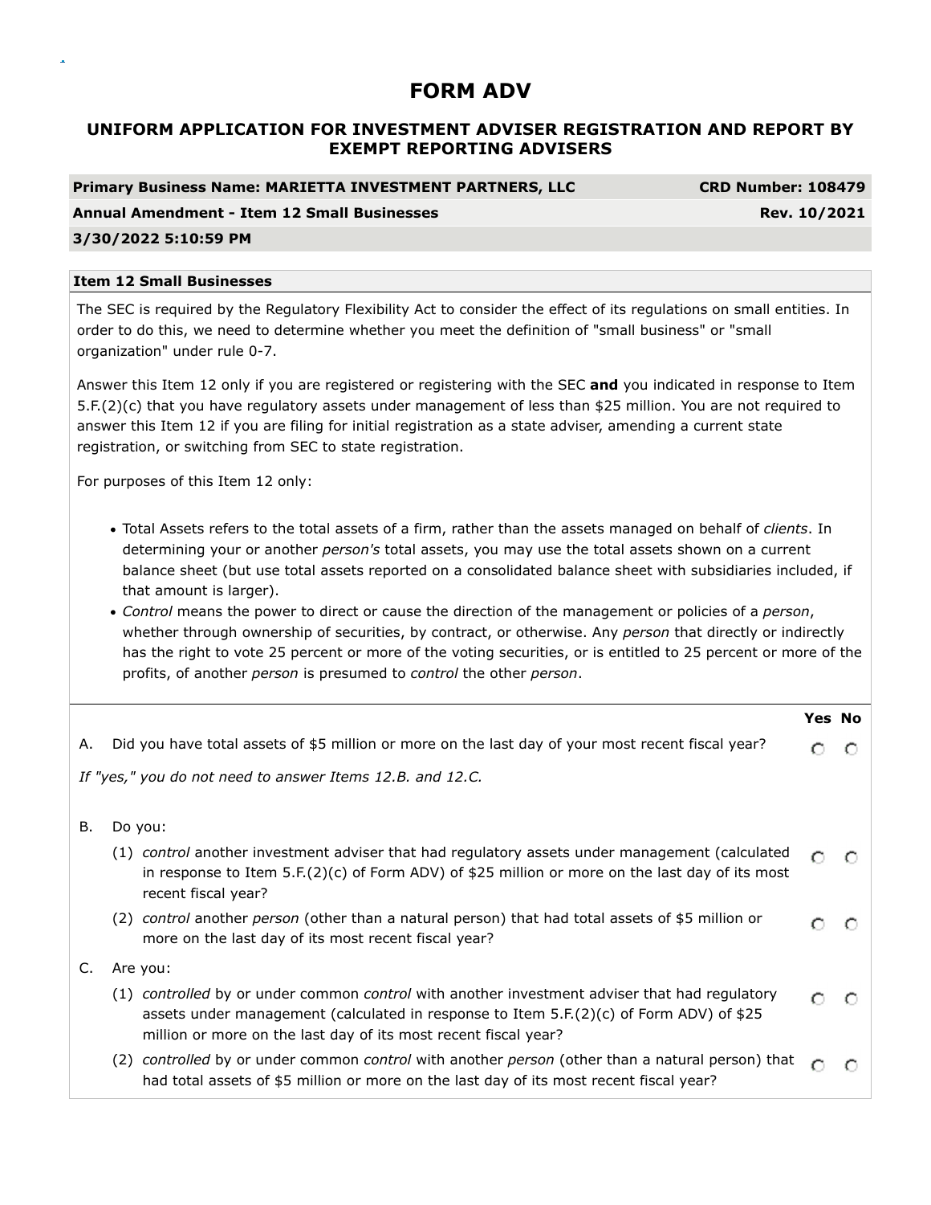# FORM ADV

## UNIFORM APPLICATION FOR INVESTMENT ADVISER REGISTRATION AND REPORT BY EXEMPT REPORTING ADVISERS

| Primary Business Name: MARIETTA INVESTMENT PARTNERS, LLC | CRD Number: 108479 |
|---|---|
| Annual Amendment - Item 12 Small Businesses | Rev. 10/2021 |
| 3/30/2022 5:10:59 PM | |

### Item 12 Small Businesses

The SEC is required by the Regulatory Flexibility Act to consider the effect of its regulations on small entities. In order to do this, we need to determine whether you meet the definition of "small business" or "small organization" under rule 0-7.

Answer this Item 12 only if you are registered or registering with the SEC **and** you indicated in response to Item 5.F.(2)(c) that you have regulatory assets under management of less than $25 million. You are not required to answer this Item 12 if you are filing for initial registration as a state adviser, amending a current state registration, or switching from SEC to state registration.

For purposes of this Item 12 only:

- Total Assets refers to the total assets of a firm, rather than the assets managed on behalf of *clients*. In determining your or another *person's* total assets, you may use the total assets shown on a current balance sheet (but use total assets reported on a consolidated balance sheet with subsidiaries included, if that amount is larger).
- *Control* means the power to direct or cause the direction of the management or policies of a *person*, whether through ownership of securities, by contract, or otherwise. Any *person* that directly or indirectly has the right to vote 25 percent or more of the voting securities, or is entitled to 25 percent or more of the profits, of another *person* is presumed to *control* the other *person*.

| | | Yes | No |
|---|---|---|---|
| A. | Did you have total assets of $5 million or more on the last day of your most recent fiscal year? | ○ | ○ |

*If "yes," you do not need to answer Items 12.B. and 12.C.*

| | | Yes | No |
|---|---|---|---|
| B. | Do you: | | |
| | (1) *control* another investment adviser that had regulatory assets under management (calculated in response to Item 5.F.(2)(c) of Form ADV) of $25 million or more on the last day of its most recent fiscal year? | ○ | ○ |
| | (2) *control* another *person* (other than a natural person) that had total assets of $5 million or more on the last day of its most recent fiscal year? | ○ | ○ |
| C. | Are you: | | |
| | (1) *controlled* by or under common *control* with another investment adviser that had regulatory assets under management (calculated in response to Item 5.F.(2)(c) of Form ADV) of $25 million or more on the last day of its most recent fiscal year? | ○ | ○ |
| | (2) *controlled* by or under common *control* with another *person* (other than a natural person) that had total assets of $5 million or more on the last day of its most recent fiscal year? | ○ | ○ |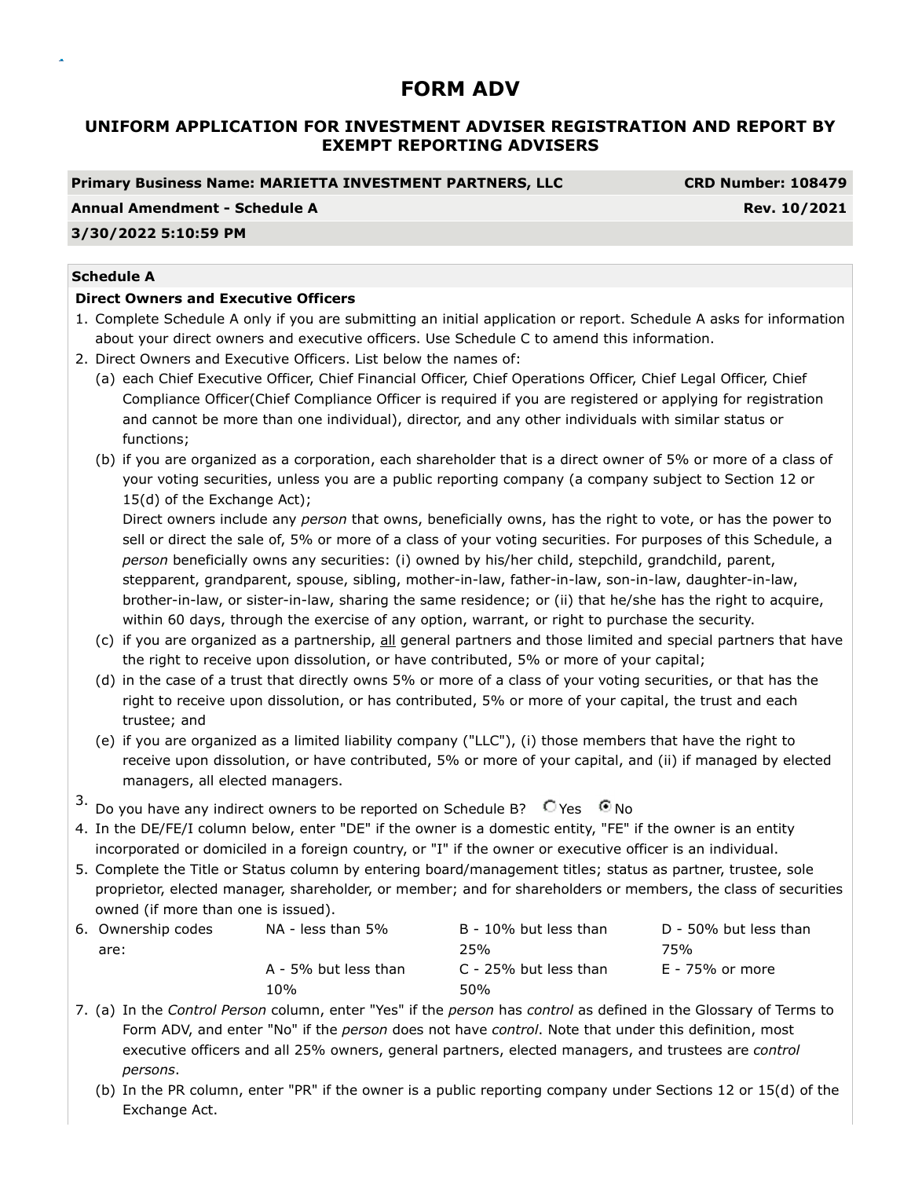# FORM ADV

## UNIFORM APPLICATION FOR INVESTMENT ADVISER REGISTRATION AND REPORT BY EXEMPT REPORTING ADVISERS

| **Primary Business Name: MARIETTA INVESTMENT PARTNERS, LLC** | **CRD Number: 108479** |
|---|---|
| **Annual Amendment - Schedule A** | **Rev. 10/2021** |
| **3/30/2022 5:10:59 PM** | |

**Schedule A**

**Direct Owners and Executive Officers**

1. Complete Schedule A only if you are submitting an initial application or report. Schedule A asks for information about your direct owners and executive officers. Use Schedule C to amend this information.
2. Direct Owners and Executive Officers. List below the names of:
   (a) each Chief Executive Officer, Chief Financial Officer, Chief Operations Officer, Chief Legal Officer, Chief Compliance Officer(Chief Compliance Officer is required if you are registered or applying for registration and cannot be more than one individual), director, and any other individuals with similar status or functions;
   (b) if you are organized as a corporation, each shareholder that is a direct owner of 5% or more of a class of your voting securities, unless you are a public reporting company (a company subject to Section 12 or 15(d) of the Exchange Act);
   Direct owners include any *person* that owns, beneficially owns, has the right to vote, or has the power to sell or direct the sale of, 5% or more of a class of your voting securities. For purposes of this Schedule, a *person* beneficially owns any securities: (i) owned by his/her child, stepchild, grandchild, parent, stepparent, grandparent, spouse, sibling, mother-in-law, father-in-law, son-in-law, daughter-in-law, brother-in-law, or sister-in-law, sharing the same residence; or (ii) that he/she has the right to acquire, within 60 days, through the exercise of any option, warrant, or right to purchase the security.
   (c) if you are organized as a partnership, all general partners and those limited and special partners that have the right to receive upon dissolution, or have contributed, 5% or more of your capital;
   (d) in the case of a trust that directly owns 5% or more of a class of your voting securities, or that has the right to receive upon dissolution, or has contributed, 5% or more of your capital, the trust and each trustee; and
   (e) if you are organized as a limited liability company ("LLC"), (i) those members that have the right to receive upon dissolution, or have contributed, 5% or more of your capital, and (ii) if managed by elected managers, all elected managers.
3. Do you have any indirect owners to be reported on Schedule B? ○ Yes ◉ No
4. In the DE/FE/I column below, enter "DE" if the owner is a domestic entity, "FE" if the owner is an entity incorporated or domiciled in a foreign country, or "I" if the owner or executive officer is an individual.
5. Complete the Title or Status column by entering board/management titles; status as partner, trustee, sole proprietor, elected manager, shareholder, or member; and for shareholders or members, the class of securities owned (if more than one is issued).
6. Ownership codes are:

| NA - less than 5% | B - 10% but less than 25% | D - 50% but less than 75% |
|---|---|---|
| A - 5% but less than 10% | C - 25% but less than 50% | E - 75% or more |

7. (a) In the *Control Person* column, enter "Yes" if the *person* has *control* as defined in the Glossary of Terms to Form ADV, and enter "No" if the *person* does not have *control*. Note that under this definition, most executive officers and all 25% owners, general partners, elected managers, and trustees are *control persons*.
   (b) In the PR column, enter "PR" if the owner is a public reporting company under Sections 12 or 15(d) of the Exchange Act.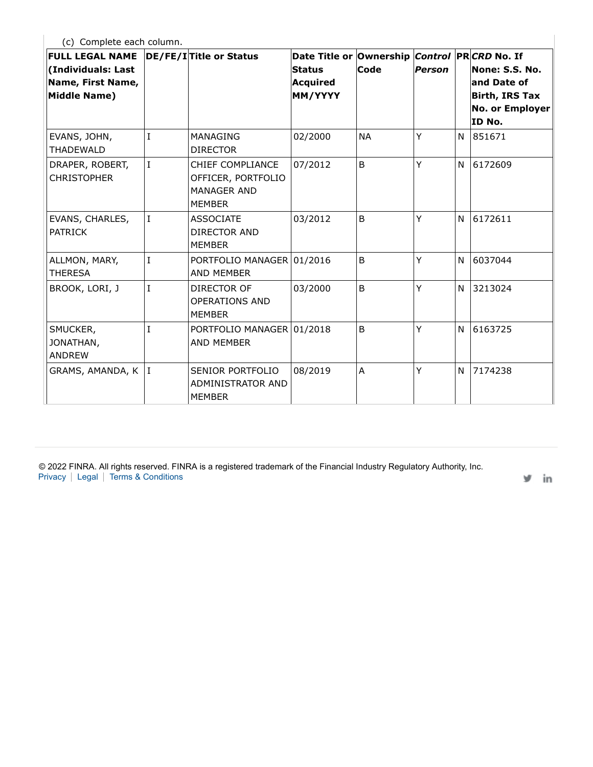(c) Complete each column.

| **FULL LEGAL NAME (Individuals: Last Name, First Name, Middle Name)** | **DE/FE/I** | **Title or Status** | **Date Title or Status Acquired MM/YYYY** | **Ownership Code** | ***Control Person*** | **PR** | ***CRD* No. If None: S.S. No. and Date of Birth, IRS Tax No. or Employer ID No.** |
|---|---|---|---|---|---|---|---|
| EVANS, JOHN, THADEWALD | I | MANAGING DIRECTOR | 02/2000 | NA | Y | N | 851671 |
| DRAPER, ROBERT, CHRISTOPHER | I | CHIEF COMPLIANCE OFFICER, PORTFOLIO MANAGER AND MEMBER | 07/2012 | B | Y | N | 6172609 |
| EVANS, CHARLES, PATRICK | I | ASSOCIATE DIRECTOR AND MEMBER | 03/2012 | B | Y | N | 6172611 |
| ALLMON, MARY, THERESA | I | PORTFOLIO MANAGER AND MEMBER | 01/2016 | B | Y | N | 6037044 |
| BROOK, LORI, J | I | DIRECTOR OF OPERATIONS AND MEMBER | 03/2000 | B | Y | N | 3213024 |
| SMUCKER, JONATHAN, ANDREW | I | PORTFOLIO MANAGER AND MEMBER | 01/2018 | B | Y | N | 6163725 |
| GRAMS, AMANDA, K | I | SENIOR PORTFOLIO ADMINISTRATOR AND MEMBER | 08/2019 | A | Y | N | 7174238 |

© 2022 FINRA. All rights reserved. FINRA is a registered trademark of the Financial Industry Regulatory Authority, Inc.
Privacy | Legal | Terms & Conditions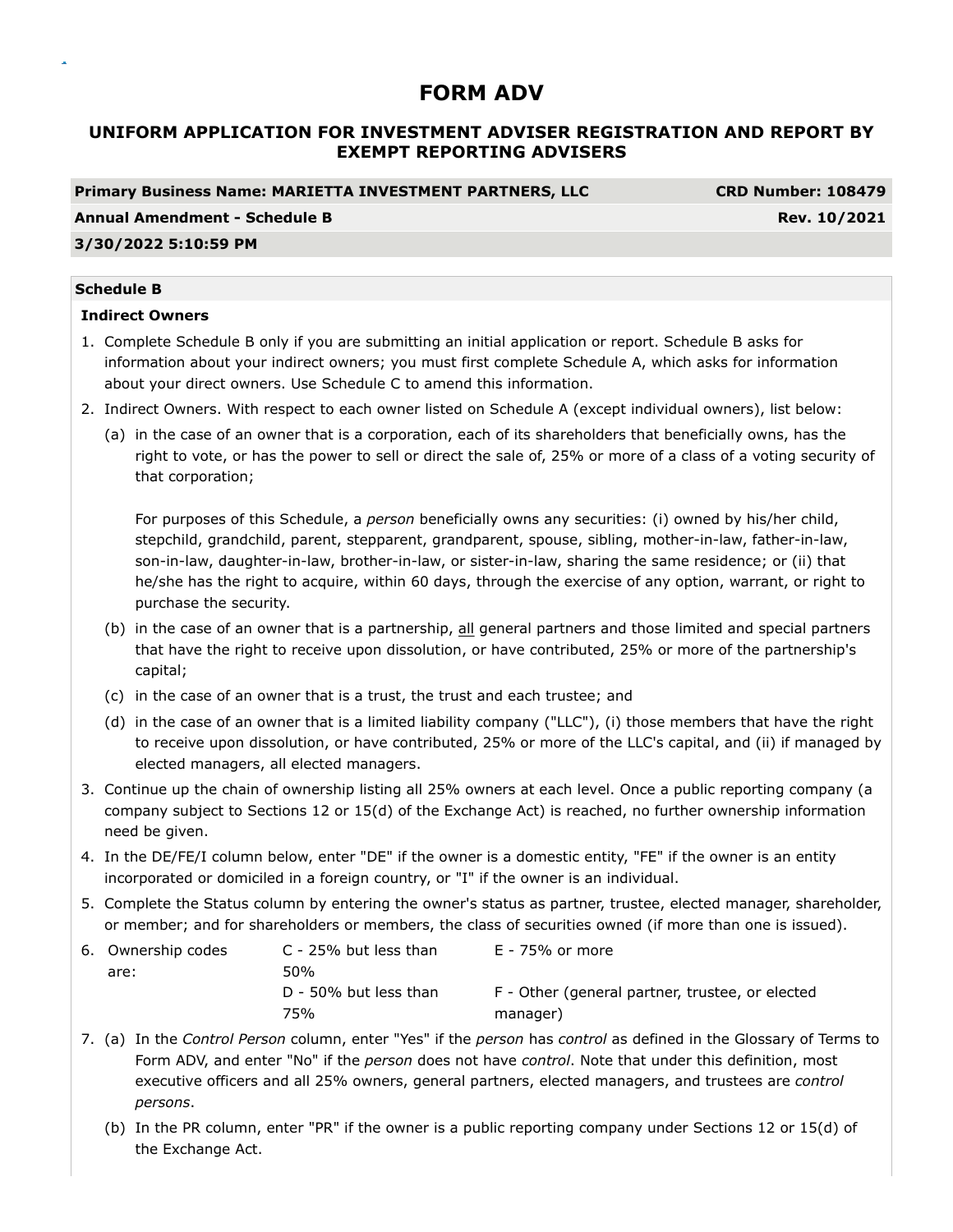# FORM ADV

## UNIFORM APPLICATION FOR INVESTMENT ADVISER REGISTRATION AND REPORT BY EXEMPT REPORTING ADVISERS

| **Primary Business Name: MARIETTA INVESTMENT PARTNERS, LLC** | **CRD Number: 108479** |
|---|---|
| **Annual Amendment - Schedule B** | **Rev. 10/2021** |
| **3/30/2022 5:10:59 PM** | |

**Schedule B**

**Indirect Owners**

1. Complete Schedule B only if you are submitting an initial application or report. Schedule B asks for information about your indirect owners; you must first complete Schedule A, which asks for information about your direct owners. Use Schedule C to amend this information.
2. Indirect Owners. With respect to each owner listed on Schedule A (except individual owners), list below:
   (a) in the case of an owner that is a corporation, each of its shareholders that beneficially owns, has the right to vote, or has the power to sell or direct the sale of, 25% or more of a class of a voting security of that corporation;

   For purposes of this Schedule, a *person* beneficially owns any securities: (i) owned by his/her child, stepchild, grandchild, parent, stepparent, grandparent, spouse, sibling, mother-in-law, father-in-law, son-in-law, daughter-in-law, brother-in-law, or sister-in-law, sharing the same residence; or (ii) that he/she has the right to acquire, within 60 days, through the exercise of any option, warrant, or right to purchase the security.

   (b) in the case of an owner that is a partnership, all general partners and those limited and special partners that have the right to receive upon dissolution, or have contributed, 25% or more of the partnership's capital;

   (c) in the case of an owner that is a trust, the trust and each trustee; and

   (d) in the case of an owner that is a limited liability company ("LLC"), (i) those members that have the right to receive upon dissolution, or have contributed, 25% or more of the LLC's capital, and (ii) if managed by elected managers, all elected managers.
3. Continue up the chain of ownership listing all 25% owners at each level. Once a public reporting company (a company subject to Sections 12 or 15(d) of the Exchange Act) is reached, no further ownership information need be given.
4. In the DE/FE/I column below, enter "DE" if the owner is a domestic entity, "FE" if the owner is an entity incorporated or domiciled in a foreign country, or "I" if the owner is an individual.
5. Complete the Status column by entering the owner's status as partner, trustee, elected manager, shareholder, or member; and for shareholders or members, the class of securities owned (if more than one is issued).
6. Ownership codes are:

| | | |
|---|---|---|
| | C - 25% but less than 50% | E - 75% or more |
| | D - 50% but less than 75% | F - Other (general partner, trustee, or elected manager) |

7. (a) In the *Control Person* column, enter "Yes" if the *person* has *control* as defined in the Glossary of Terms to Form ADV, and enter "No" if the *person* does not have *control*. Note that under this definition, most executive officers and all 25% owners, general partners, elected managers, and trustees are *control persons*.

   (b) In the PR column, enter "PR" if the owner is a public reporting company under Sections 12 or 15(d) of the Exchange Act.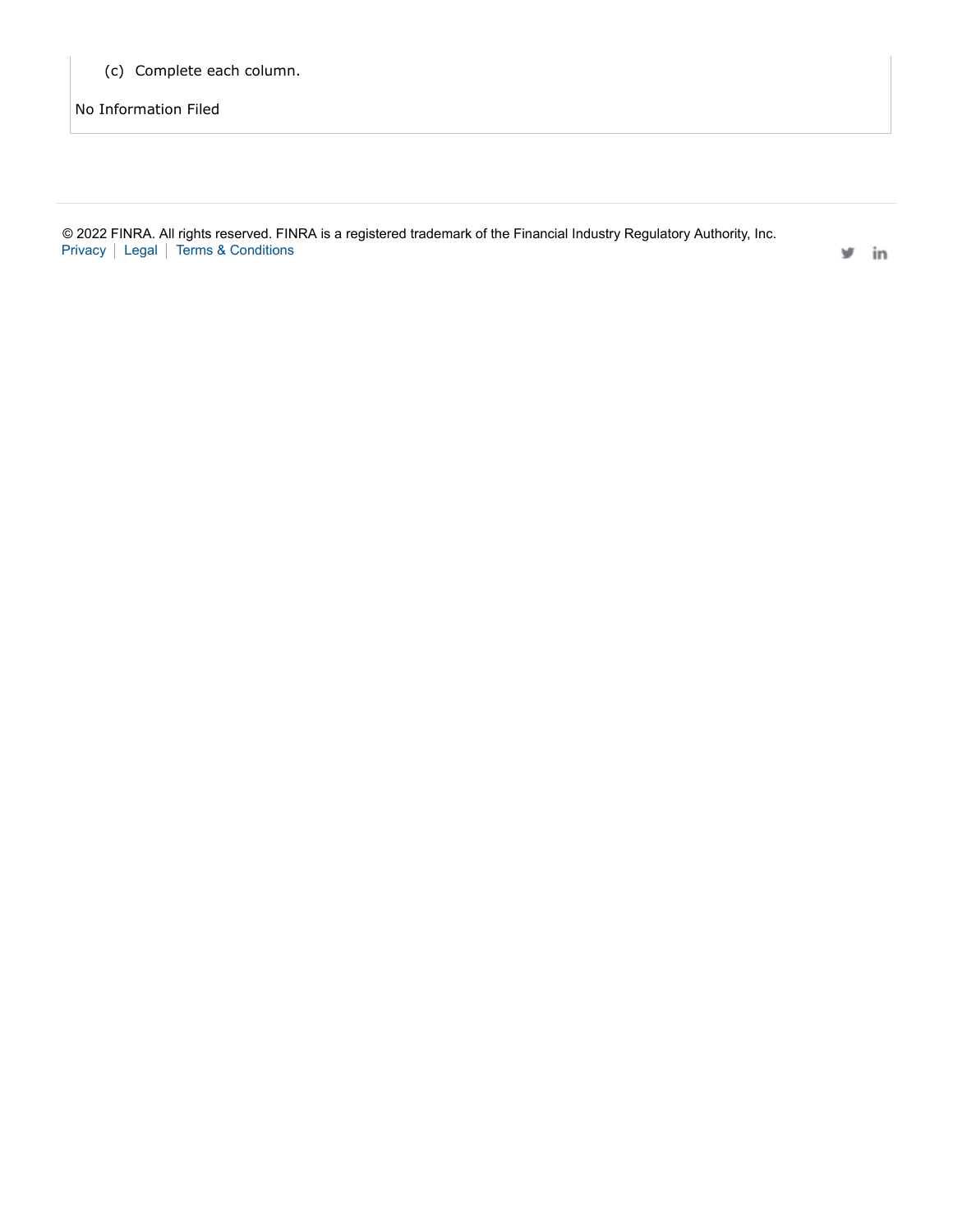(c) Complete each column.

No Information Filed

© 2022 FINRA. All rights reserved. FINRA is a registered trademark of the Financial Industry Regulatory Authority, Inc.
Privacy | Legal | Terms & Conditions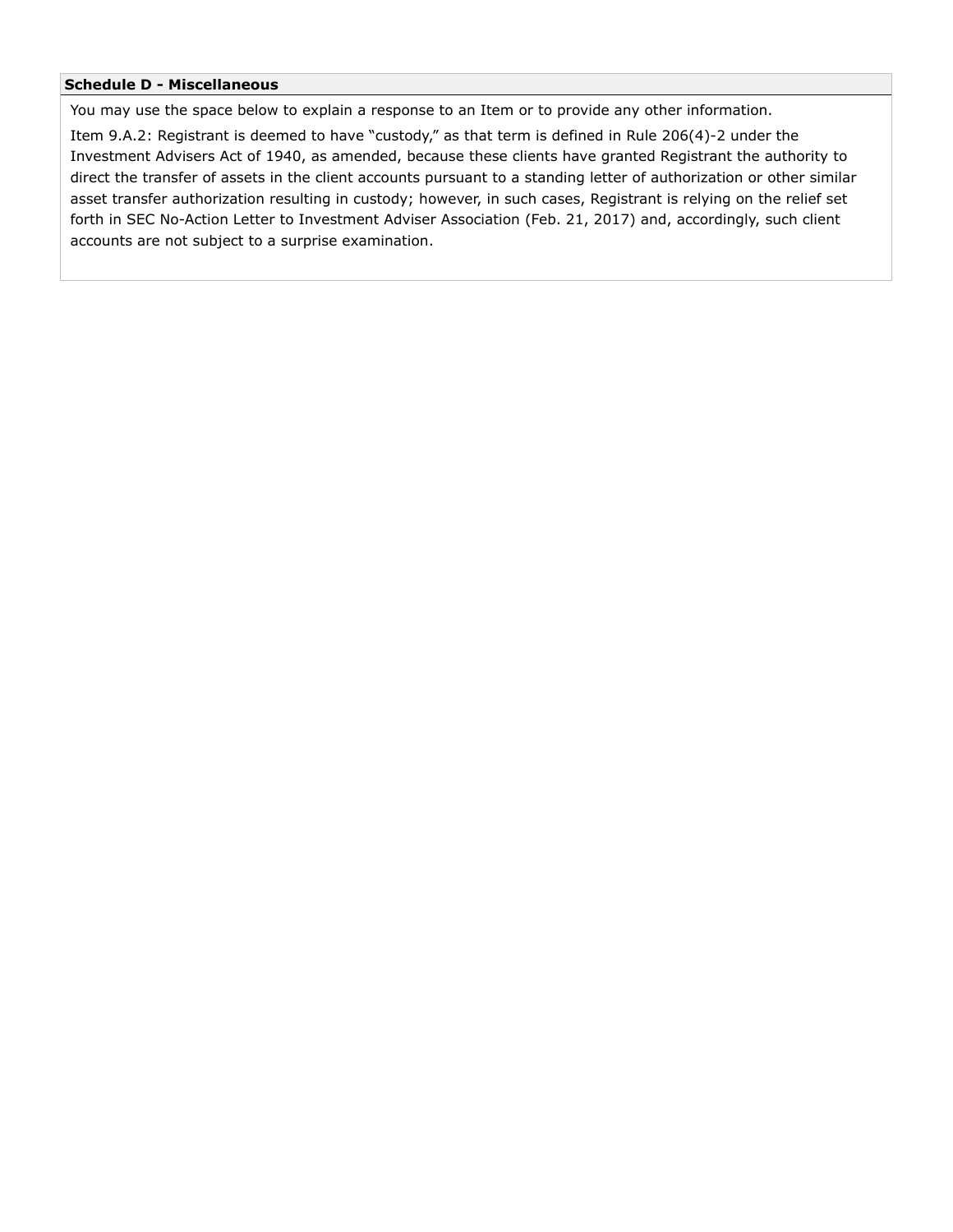## Schedule D - Miscellaneous

You may use the space below to explain a response to an Item or to provide any other information.

Item 9.A.2: Registrant is deemed to have "custody," as that term is defined in Rule 206(4)-2 under the Investment Advisers Act of 1940, as amended, because these clients have granted Registrant the authority to direct the transfer of assets in the client accounts pursuant to a standing letter of authorization or other similar asset transfer authorization resulting in custody; however, in such cases, Registrant is relying on the relief set forth in SEC No-Action Letter to Investment Adviser Association (Feb. 21, 2017) and, accordingly, such client accounts are not subject to a surprise examination.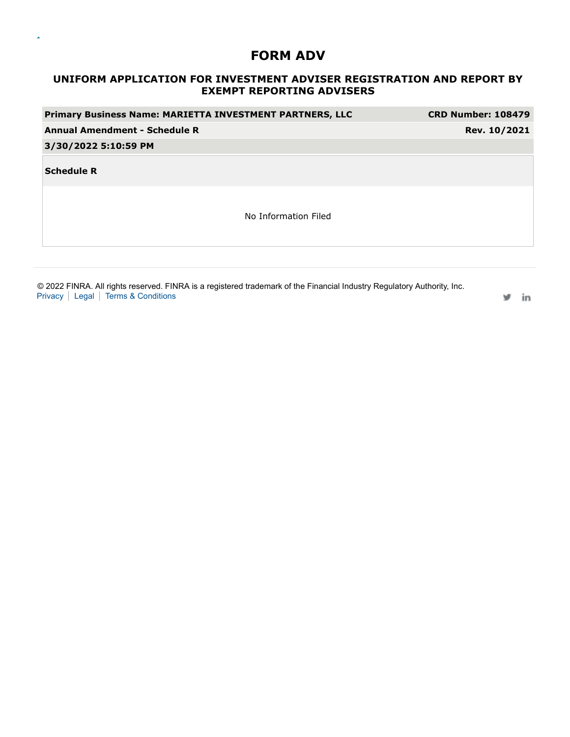# FORM ADV

## UNIFORM APPLICATION FOR INVESTMENT ADVISER REGISTRATION AND REPORT BY EXEMPT REPORTING ADVISERS

| Primary Business Name: MARIETTA INVESTMENT PARTNERS, LLC | CRD Number: 108479 |
|---|---|
| Annual Amendment - Schedule R | Rev. 10/2021 |
| 3/30/2022 5:10:59 PM | |

**Schedule R**

No Information Filed

© 2022 FINRA. All rights reserved. FINRA is a registered trademark of the Financial Industry Regulatory Authority, Inc.
Privacy | Legal | Terms & Conditions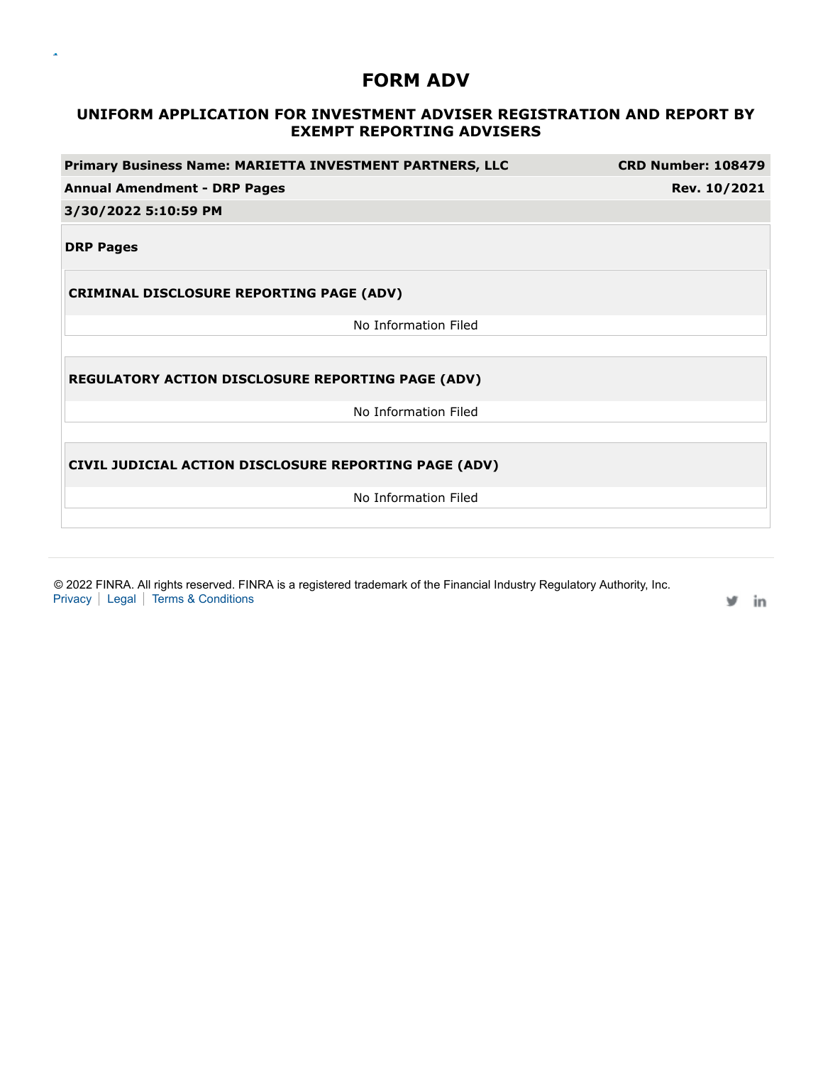# FORM ADV

## UNIFORM APPLICATION FOR INVESTMENT ADVISER REGISTRATION AND REPORT BY EXEMPT REPORTING ADVISERS

| **Primary Business Name: MARIETTA INVESTMENT PARTNERS, LLC** | **CRD Number: 108479** |
|---|---|
| **Annual Amendment - DRP Pages** | **Rev. 10/2021** |
| **3/30/2022 5:10:59 PM** | |

**DRP Pages**

**CRIMINAL DISCLOSURE REPORTING PAGE (ADV)**

No Information Filed

**REGULATORY ACTION DISCLOSURE REPORTING PAGE (ADV)**

No Information Filed

**CIVIL JUDICIAL ACTION DISCLOSURE REPORTING PAGE (ADV)**

No Information Filed

© 2022 FINRA. All rights reserved. FINRA is a registered trademark of the Financial Industry Regulatory Authority, Inc.
Privacy | Legal | Terms & Conditions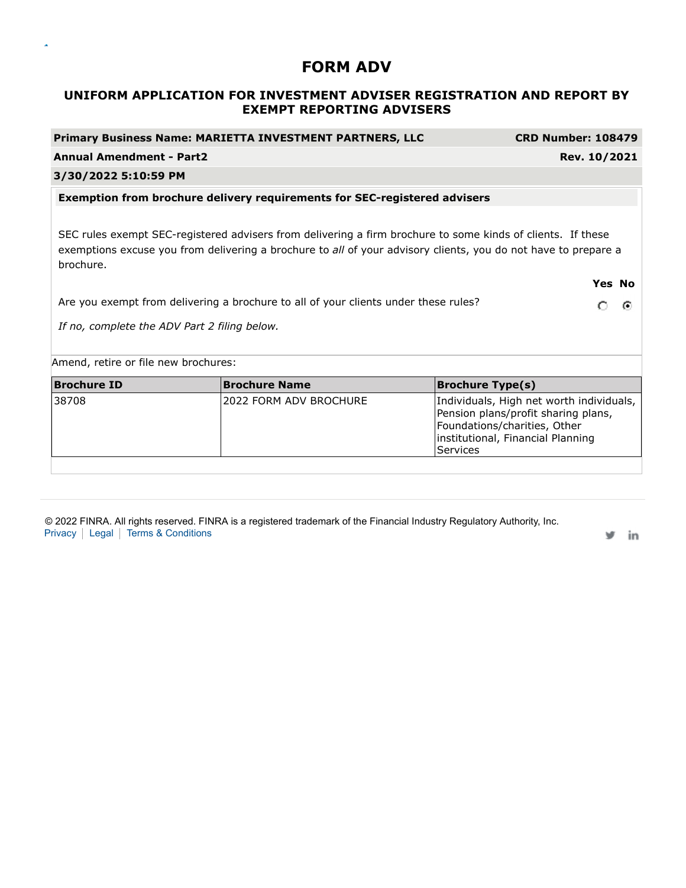# FORM ADV

## UNIFORM APPLICATION FOR INVESTMENT ADVISER REGISTRATION AND REPORT BY EXEMPT REPORTING ADVISERS

| **Primary Business Name: MARIETTA INVESTMENT PARTNERS, LLC** | **CRD Number: 108479** |
|---|---|
| **Annual Amendment - Part2** | **Rev. 10/2021** |
| **3/30/2022 5:10:59 PM** | |

**Exemption from brochure delivery requirements for SEC-registered advisers**

SEC rules exempt SEC-registered advisers from delivering a firm brochure to some kinds of clients. If these exemptions excuse you from delivering a brochure to *all* of your advisory clients, you do not have to prepare a brochure.

| | Yes | No |
|---|---|---|
| Are you exempt from delivering a brochure to all of your clients under these rules? | ○ | ◉ |

*If no, complete the ADV Part 2 filing below.*

Amend, retire or file new brochures:

| Brochure ID | Brochure Name | Brochure Type(s) |
|---|---|---|
| 38708 | 2022 FORM ADV BROCHURE | Individuals, High net worth individuals, Pension plans/profit sharing plans, Foundations/charities, Other institutional, Financial Planning Services |

© 2022 FINRA. All rights reserved. FINRA is a registered trademark of the Financial Industry Regulatory Authority, Inc.
Privacy | Legal | Terms & Conditions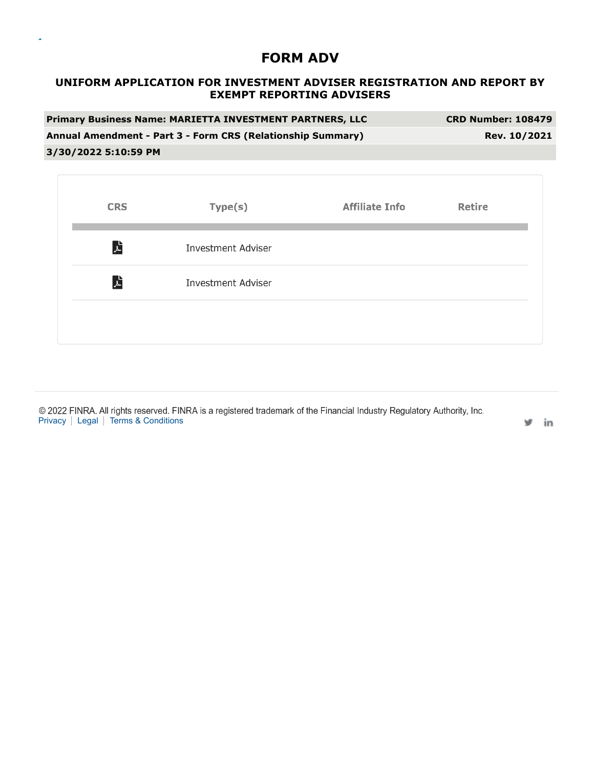# FORM ADV

## UNIFORM APPLICATION FOR INVESTMENT ADVISER REGISTRATION AND REPORT BY EXEMPT REPORTING ADVISERS

| Primary Business Name: MARIETTA INVESTMENT PARTNERS, LLC | CRD Number: 108479 |
|---|---|
| Annual Amendment - Part 3 - Form CRS (Relationship Summary) | Rev. 10/2021 |
| 3/30/2022 5:10:59 PM | |

| CRS | Type(s) | Affiliate Info | Retire |
|---|---|---|---|
| | Investment Adviser | | |
| | Investment Adviser | | |

© 2022 FINRA. All rights reserved. FINRA is a registered trademark of the Financial Industry Regulatory Authority, Inc.
Privacy | Legal | Terms & Conditions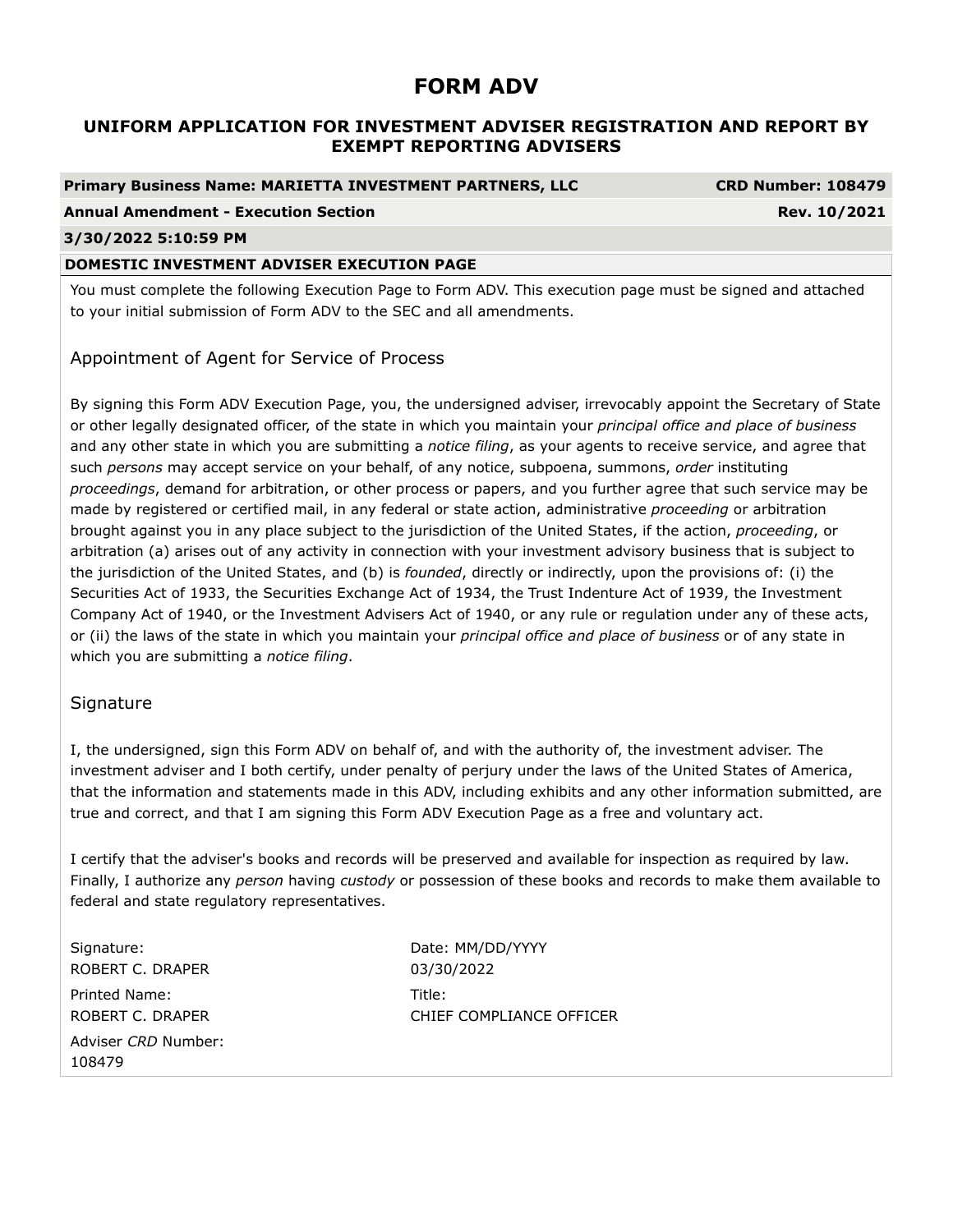# FORM ADV

## UNIFORM APPLICATION FOR INVESTMENT ADVISER REGISTRATION AND REPORT BY EXEMPT REPORTING ADVISERS

| | |
|---|---|
| **Primary Business Name: MARIETTA INVESTMENT PARTNERS, LLC** | **CRD Number: 108479** |
| **Annual Amendment - Execution Section** | **Rev. 10/2021** |
| **3/30/2022 5:10:59 PM** | |

**DOMESTIC INVESTMENT ADVISER EXECUTION PAGE**

You must complete the following Execution Page to Form ADV. This execution page must be signed and attached to your initial submission of Form ADV to the SEC and all amendments.

### Appointment of Agent for Service of Process

By signing this Form ADV Execution Page, you, the undersigned adviser, irrevocably appoint the Secretary of State or other legally designated officer, of the state in which you maintain your *principal office and place of business* and any other state in which you are submitting a *notice filing*, as your agents to receive service, and agree that such *persons* may accept service on your behalf, of any notice, subpoena, summons, *order* instituting *proceedings*, demand for arbitration, or other process or papers, and you further agree that such service may be made by registered or certified mail, in any federal or state action, administrative *proceeding* or arbitration brought against you in any place subject to the jurisdiction of the United States, if the action, *proceeding*, or arbitration (a) arises out of any activity in connection with your investment advisory business that is subject to the jurisdiction of the United States, and (b) is *founded*, directly or indirectly, upon the provisions of: (i) the Securities Act of 1933, the Securities Exchange Act of 1934, the Trust Indenture Act of 1939, the Investment Company Act of 1940, or the Investment Advisers Act of 1940, or any rule or regulation under any of these acts, or (ii) the laws of the state in which you maintain your *principal office and place of business* or of any state in which you are submitting a *notice filing*.

### Signature

I, the undersigned, sign this Form ADV on behalf of, and with the authority of, the investment adviser. The investment adviser and I both certify, under penalty of perjury under the laws of the United States of America, that the information and statements made in this ADV, including exhibits and any other information submitted, are true and correct, and that I am signing this Form ADV Execution Page as a free and voluntary act.

I certify that the adviser's books and records will be preserved and available for inspection as required by law. Finally, I authorize any *person* having *custody* or possession of these books and records to make them available to federal and state regulatory representatives.

| | |
|---|---|
| Signature:<br>ROBERT C. DRAPER | Date: MM/DD/YYYY<br>03/30/2022 |
| Printed Name:<br>ROBERT C. DRAPER | Title:<br>CHIEF COMPLIANCE OFFICER |
| Adviser *CRD* Number:<br>108479 | |